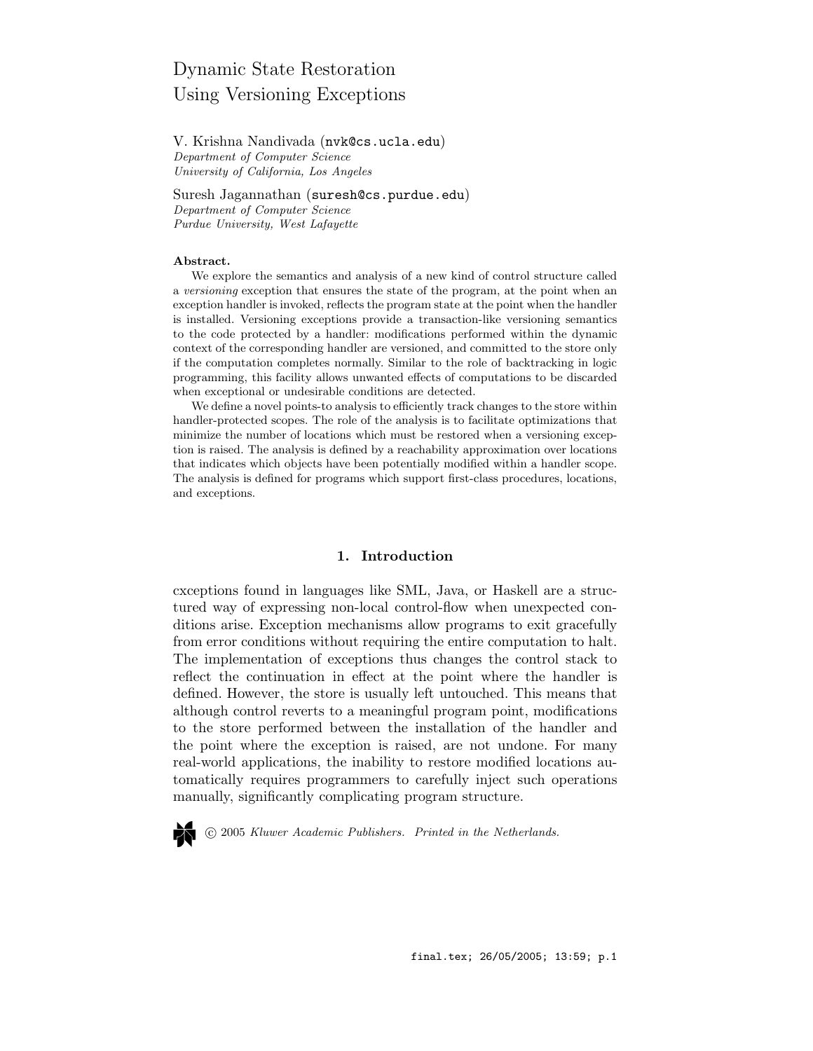# Dynamic State Restoration Using Versioning Exceptions

V. Krishna Nandivada (nvk@cs.ucla.edu)
*Department of Computer Science*
*University of California, Los Angeles*

Suresh Jagannathan (suresh@cs.purdue.edu)
*Department of Computer Science*
*Purdue University, West Lafayette*

**Abstract.**

We explore the semantics and analysis of a new kind of control structure called a *versioning* exception that ensures the state of the program, at the point when an exception handler is invoked, reflects the program state at the point when the handler is installed. Versioning exceptions provide a transaction-like versioning semantics to the code protected by a handler: modifications performed within the dynamic context of the corresponding handler are versioned, and committed to the store only if the computation completes normally. Similar to the role of backtracking in logic programming, this facility allows unwanted effects of computations to be discarded when exceptional or undesirable conditions are detected.

We define a novel points-to analysis to efficiently track changes to the store within handler-protected scopes. The role of the analysis is to facilitate optimizations that minimize the number of locations which must be restored when a versioning exception is raised. The analysis is defined by a reachability approximation over locations that indicates which objects have been potentially modified within a handler scope. The analysis is defined for programs which support first-class procedures, locations, and exceptions.

## 1. Introduction

cxceptions found in languages like SML, Java, or Haskell are a structured way of expressing non-local control-flow when unexpected conditions arise. Exception mechanisms allow programs to exit gracefully from error conditions without requiring the entire computation to halt. The implementation of exceptions thus changes the control stack to reflect the continuation in effect at the point where the handler is defined. However, the store is usually left untouched. This means that although control reverts to a meaningful program point, modifications to the store performed between the installation of the handler and the point where the exception is raised, are not undone. For many real-world applications, the inability to restore modified locations automatically requires programmers to carefully inject such operations manually, significantly complicating program structure.

© 2005 *Kluwer Academic Publishers. Printed in the Netherlands.*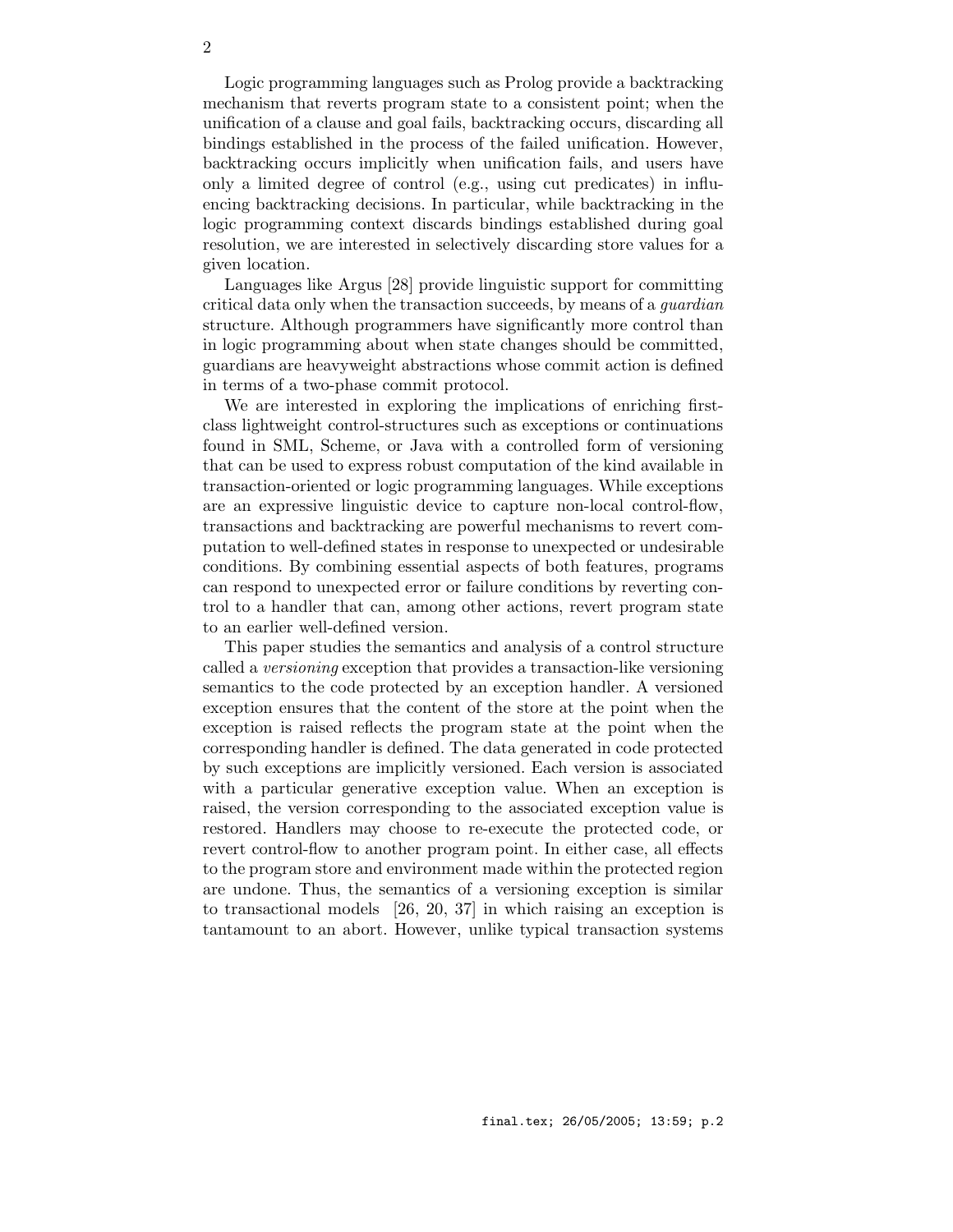Logic programming languages such as Prolog provide a backtracking mechanism that reverts program state to a consistent point; when the unification of a clause and goal fails, backtracking occurs, discarding all bindings established in the process of the failed unification. However, backtracking occurs implicitly when unification fails, and users have only a limited degree of control (e.g., using cut predicates) in influencing backtracking decisions. In particular, while backtracking in the logic programming context discards bindings established during goal resolution, we are interested in selectively discarding store values for a given location.

Languages like Argus [28] provide linguistic support for committing critical data only when the transaction succeeds, by means of a *guardian* structure. Although programmers have significantly more control than in logic programming about when state changes should be committed, guardians are heavyweight abstractions whose commit action is defined in terms of a two-phase commit protocol.

We are interested in exploring the implications of enriching first-class lightweight control-structures such as exceptions or continuations found in SML, Scheme, or Java with a controlled form of versioning that can be used to express robust computation of the kind available in transaction-oriented or logic programming languages. While exceptions are an expressive linguistic device to capture non-local control-flow, transactions and backtracking are powerful mechanisms to revert computation to well-defined states in response to unexpected or undesirable conditions. By combining essential aspects of both features, programs can respond to unexpected error or failure conditions by reverting control to a handler that can, among other actions, revert program state to an earlier well-defined version.

This paper studies the semantics and analysis of a control structure called a *versioning* exception that provides a transaction-like versioning semantics to the code protected by an exception handler. A versioned exception ensures that the content of the store at the point when the exception is raised reflects the program state at the point when the corresponding handler is defined. The data generated in code protected by such exceptions are implicitly versioned. Each version is associated with a particular generative exception value. When an exception is raised, the version corresponding to the associated exception value is restored. Handlers may choose to re-execute the protected code, or revert control-flow to another program point. In either case, all effects to the program store and environment made within the protected region are undone. Thus, the semantics of a versioning exception is similar to transactional models [26, 20, 37] in which raising an exception is tantamount to an abort. However, unlike typical transaction systems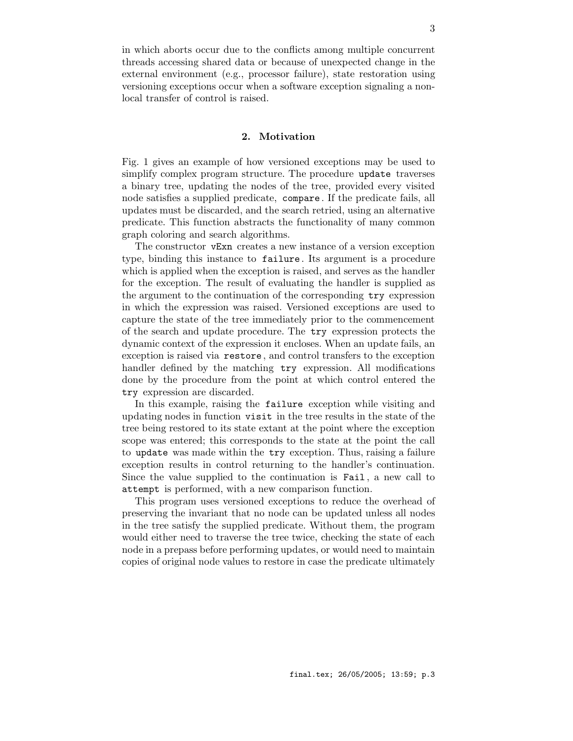in which aborts occur due to the conflicts among multiple concurrent threads accessing shared data or because of unexpected change in the external environment (e.g., processor failure), state restoration using versioning exceptions occur when a software exception signaling a non-local transfer of control is raised.

## 2. Motivation

Fig. 1 gives an example of how versioned exceptions may be used to simplify complex program structure. The procedure `update` traverses a binary tree, updating the nodes of the tree, provided every visited node satisfies a supplied predicate, `compare`. If the predicate fails, all updates must be discarded, and the search retried, using an alternative predicate. This function abstracts the functionality of many common graph coloring and search algorithms.

The constructor `vExn` creates a new instance of a version exception type, binding this instance to `failure`. Its argument is a procedure which is applied when the exception is raised, and serves as the handler for the exception. The result of evaluating the handler is supplied as the argument to the continuation of the corresponding `try` expression in which the expression was raised. Versioned exceptions are used to capture the state of the tree immediately prior to the commencement of the search and update procedure. The `try` expression protects the dynamic context of the expression it encloses. When an update fails, an exception is raised via `restore`, and control transfers to the exception handler defined by the matching `try` expression. All modifications done by the procedure from the point at which control entered the `try` expression are discarded.

In this example, raising the `failure` exception while visiting and updating nodes in function `visit` in the tree results in the state of the tree being restored to its state extant at the point where the exception scope was entered; this corresponds to the state at the point the call to `update` was made within the `try` exception. Thus, raising a failure exception results in control returning to the handler's continuation. Since the value supplied to the continuation is `Fail`, a new call to `attempt` is performed, with a new comparison function.

This program uses versioned exceptions to reduce the overhead of preserving the invariant that no node can be updated unless all nodes in the tree satisfy the supplied predicate. Without them, the program would either need to traverse the tree twice, checking the state of each node in a prepass before performing updates, or would need to maintain copies of original node values to restore in case the predicate ultimately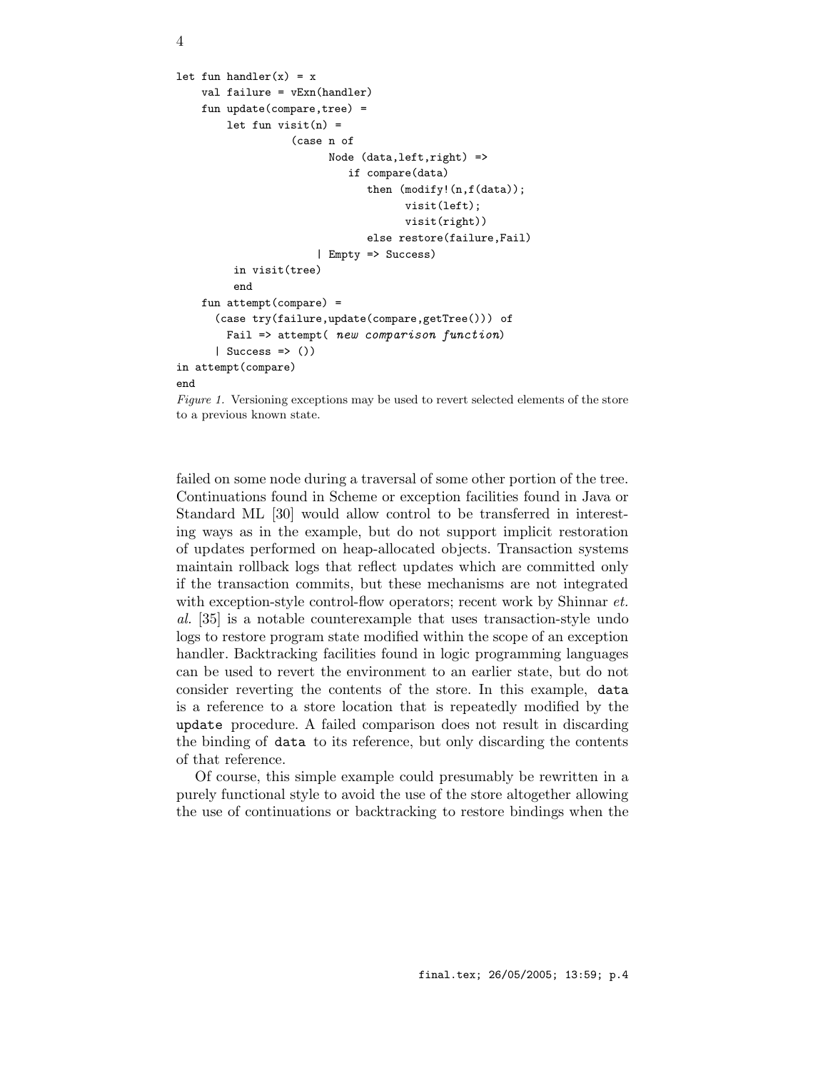```
let fun handler(x) = x
    val failure = vExn(handler)
    fun update(compare,tree) =
        let fun visit(n) =
                  (case n of
                         Node (data,left,right) =>
                            if compare(data)
                               then (modify!(n,f(data));
                                     visit(left);
                                     visit(right))
                               else restore(failure,Fail)
                       | Empty => Success)
         in visit(tree)
         end
    fun attempt(compare) =
      (case try(failure,update(compare,getTree())) of
        Fail => attempt( new comparison function)
      | Success => ())
in attempt(compare)
end
```

*Figure 1.* Versioning exceptions may be used to revert selected elements of the store to a previous known state.

failed on some node during a traversal of some other portion of the tree. Continuations found in Scheme or exception facilities found in Java or Standard ML [30] would allow control to be transferred in interesting ways as in the example, but do not support implicit restoration of updates performed on heap-allocated objects. Transaction systems maintain rollback logs that reflect updates which are committed only if the transaction commits, but these mechanisms are not integrated with exception-style control-flow operators; recent work by Shinnar *et. al.* [35] is a notable counterexample that uses transaction-style undo logs to restore program state modified within the scope of an exception handler. Backtracking facilities found in logic programming languages can be used to revert the environment to an earlier state, but do not consider reverting the contents of the store. In this example, `data` is a reference to a store location that is repeatedly modified by the `update` procedure. A failed comparison does not result in discarding the binding of `data` to its reference, but only discarding the contents of that reference.

Of course, this simple example could presumably be rewritten in a purely functional style to avoid the use of the store altogether allowing the use of continuations or backtracking to restore bindings when the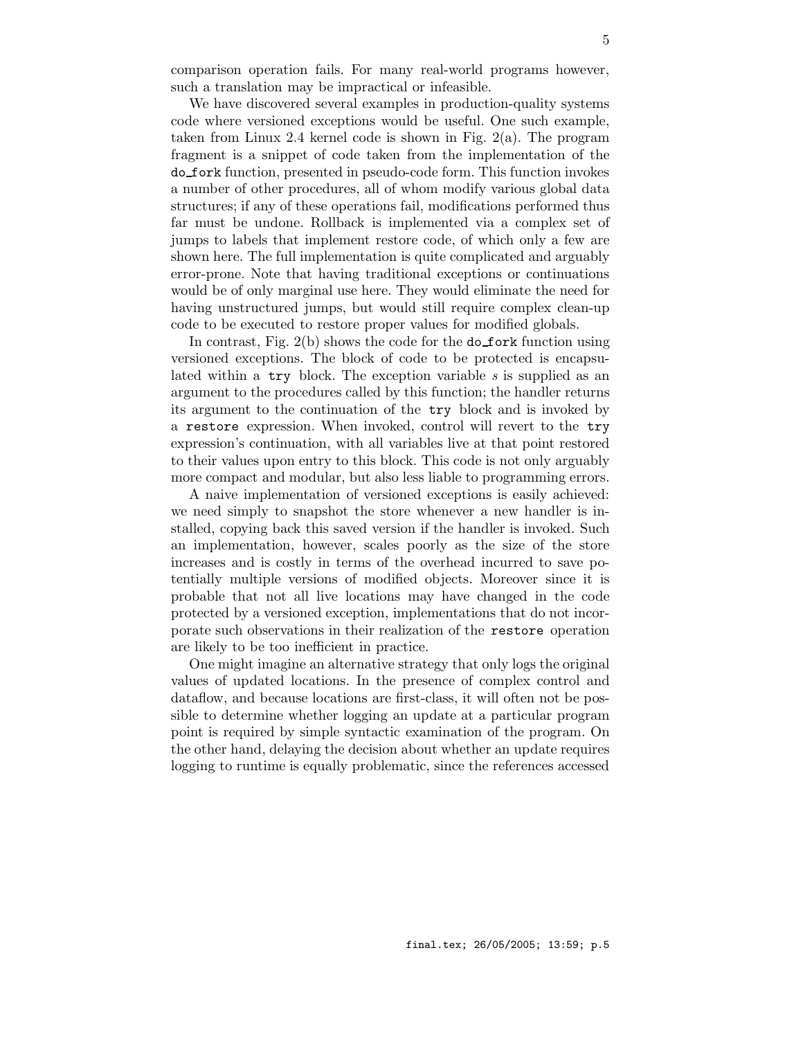comparison operation fails. For many real-world programs however, such a translation may be impractical or infeasible.

We have discovered several examples in production-quality systems code where versioned exceptions would be useful. One such example, taken from Linux 2.4 kernel code is shown in Fig. 2(a). The program fragment is a snippet of code taken from the implementation of the `do_fork` function, presented in pseudo-code form. This function invokes a number of other procedures, all of whom modify various global data structures; if any of these operations fail, modifications performed thus far must be undone. Rollback is implemented via a complex set of jumps to labels that implement restore code, of which only a few are shown here. The full implementation is quite complicated and arguably error-prone. Note that having traditional exceptions or continuations would be of only marginal use here. They would eliminate the need for having unstructured jumps, but would still require complex clean-up code to be executed to restore proper values for modified globals.

In contrast, Fig. 2(b) shows the code for the `do_fork` function using versioned exceptions. The block of code to be protected is encapsulated within a `try` block. The exception variable *s* is supplied as an argument to the procedures called by this function; the handler returns its argument to the continuation of the `try` block and is invoked by a `restore` expression. When invoked, control will revert to the `try` expression's continuation, with all variables live at that point restored to their values upon entry to this block. This code is not only arguably more compact and modular, but also less liable to programming errors.

A naive implementation of versioned exceptions is easily achieved: we need simply to snapshot the store whenever a new handler is installed, copying back this saved version if the handler is invoked. Such an implementation, however, scales poorly as the size of the store increases and is costly in terms of the overhead incurred to save potentially multiple versions of modified objects. Moreover since it is probable that not all live locations may have changed in the code protected by a versioned exception, implementations that do not incorporate such observations in their realization of the `restore` operation are likely to be too inefficient in practice.

One might imagine an alternative strategy that only logs the original values of updated locations. In the presence of complex control and dataflow, and because locations are first-class, it will often not be possible to determine whether logging an update at a particular program point is required by simple syntactic examination of the program. On the other hand, delaying the decision about whether an update requires logging to runtime is equally problematic, since the references accessed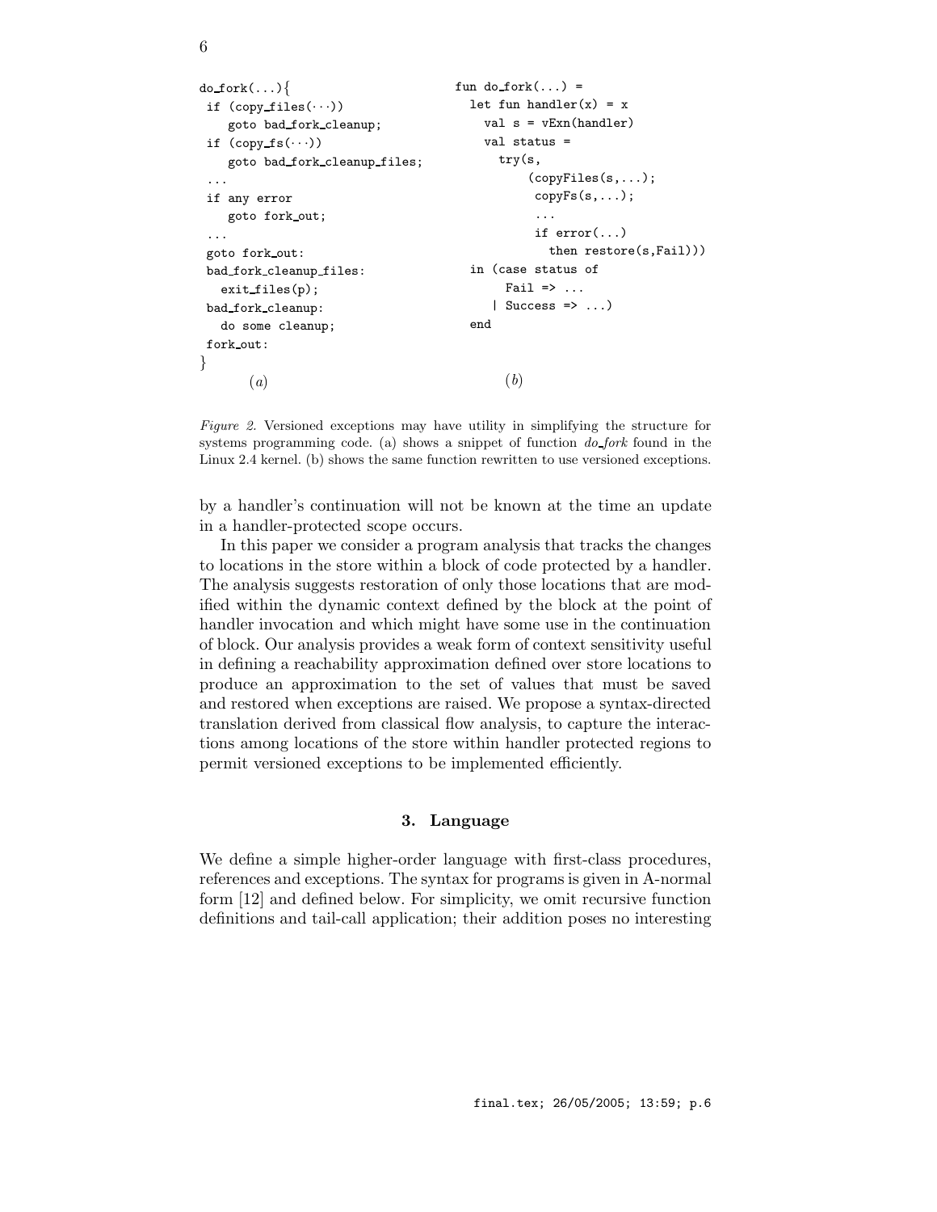```
do_fork(...){
 if (copy_files(···))
    goto bad_fork_cleanup;
 if (copy_fs(···))
    goto bad_fork_cleanup_files;
 ...
 if any error
    goto fork_out;
 ...
 goto fork_out:
 bad_fork_cleanup_files:
   exit_files(p);
 bad_fork_cleanup:
   do some cleanup;
 fork_out:
}
        (a)
```

```
fun do_fork(...) =
  let fun handler(x) = x
    val s = vExn(handler)
    val status =
      try(s,
          (copyFiles(s,...);
           copyFs(s,...);
           ...
           if error(...)
             then restore(s,Fail)))
  in (case status of
       Fail => ...
     | Success => ...)
  end
        (b)
```

*Figure 2.* Versioned exceptions may have utility in simplifying the structure for systems programming code. (a) shows a snippet of function *do_fork* found in the Linux 2.4 kernel. (b) shows the same function rewritten to use versioned exceptions.

by a handler's continuation will not be known at the time an update in a handler-protected scope occurs.

In this paper we consider a program analysis that tracks the changes to locations in the store within a block of code protected by a handler. The analysis suggests restoration of only those locations that are modified within the dynamic context defined by the block at the point of handler invocation and which might have some use in the continuation of block. Our analysis provides a weak form of context sensitivity useful in defining a reachability approximation defined over store locations to produce an approximation to the set of values that must be saved and restored when exceptions are raised. We propose a syntax-directed translation derived from classical flow analysis, to capture the interactions among locations of the store within handler protected regions to permit versioned exceptions to be implemented efficiently.

## 3. Language

We define a simple higher-order language with first-class procedures, references and exceptions. The syntax for programs is given in A-normal form [12] and defined below. For simplicity, we omit recursive function definitions and tail-call application; their addition poses no interesting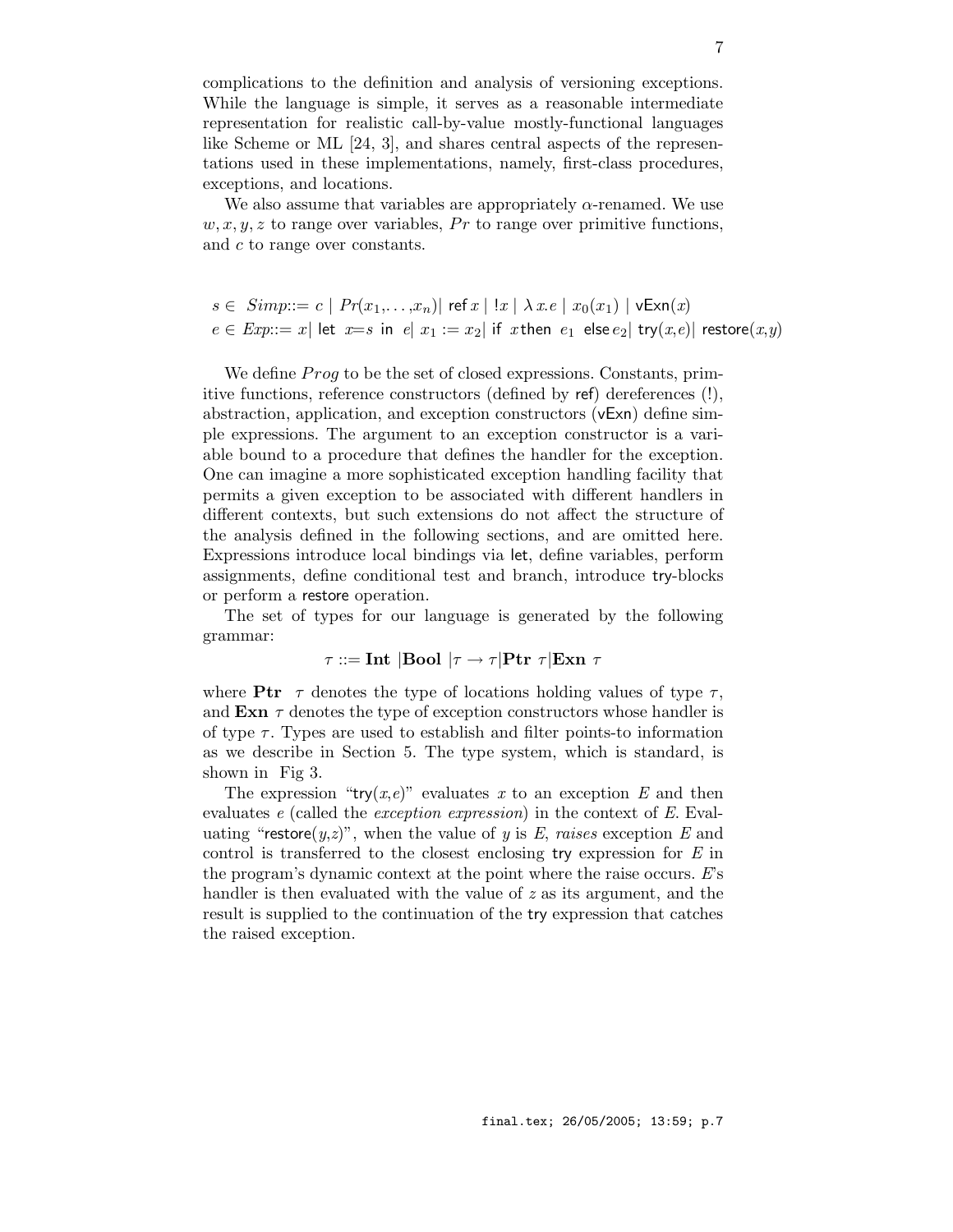complications to the definition and analysis of versioning exceptions. While the language is simple, it serves as a reasonable intermediate representation for realistic call-by-value mostly-functional languages like Scheme or ML [24, 3], and shares central aspects of the representations used in these implementations, namely, first-class procedures, exceptions, and locations.

We also assume that variables are appropriately $\alpha$-renamed. We use $w, x, y, z$ to range over variables, $Pr$ to range over primitive functions, and $c$ to range over constants.

$$
\begin{array}{l}
s \in \; \mathit{Simp} ::= c \mid Pr(x_1,\ldots,x_n) \mid \mathsf{ref}\, x \mid !x \mid \lambda\, x.e \mid x_0(x_1) \mid \mathsf{vExn}(x) \\
e \in \mathit{Exp} ::= x \mid \mathsf{let}\;\; x{=}s \;\;\mathsf{in}\;\; e \mid x_1 := x_2 \mid \mathsf{if}\;\; x\,\mathsf{then}\;\; e_1 \;\;\mathsf{else}\, e_2 \mid \mathsf{try}(x,e) \mid \mathsf{restore}(x,y)
\end{array}
$$

We define $Prog$ to be the set of closed expressions. Constants, primitive functions, reference constructors (defined by ref) dereferences (!), abstraction, application, and exception constructors (vExn) define simple expressions. The argument to an exception constructor is a variable bound to a procedure that defines the handler for the exception. One can imagine a more sophisticated exception handling facility that permits a given exception to be associated with different handlers in different contexts, but such extensions do not affect the structure of the analysis defined in the following sections, and are omitted here. Expressions introduce local bindings via let, define variables, perform assignments, define conditional test and branch, introduce try-blocks or perform a restore operation.

The set of types for our language is generated by the following grammar:

$$\tau ::= \mathbf{Int} \mid \mathbf{Bool} \mid \tau \rightarrow \tau \mid \mathbf{Ptr}\;\tau \mid \mathbf{Exn}\;\tau$$

where $\mathbf{Ptr}\;\;\tau$ denotes the type of locations holding values of type $\tau$, and $\mathbf{Exn}\;\tau$ denotes the type of exception constructors whose handler is of type $\tau$. Types are used to establish and filter points-to information as we describe in Section 5. The type system, which is standard, is shown in Fig 3.

The expression "$\mathsf{try}(x,e)$" evaluates $x$ to an exception $E$ and then evaluates $e$ (called the *exception expression*) in the context of $E$. Evaluating "$\mathsf{restore}(y,z)$", when the value of $y$ is $E$, *raises* exception $E$ and control is transferred to the closest enclosing try expression for $E$ in the program's dynamic context at the point where the raise occurs. $E$'s handler is then evaluated with the value of $z$ as its argument, and the result is supplied to the continuation of the try expression that catches the raised exception.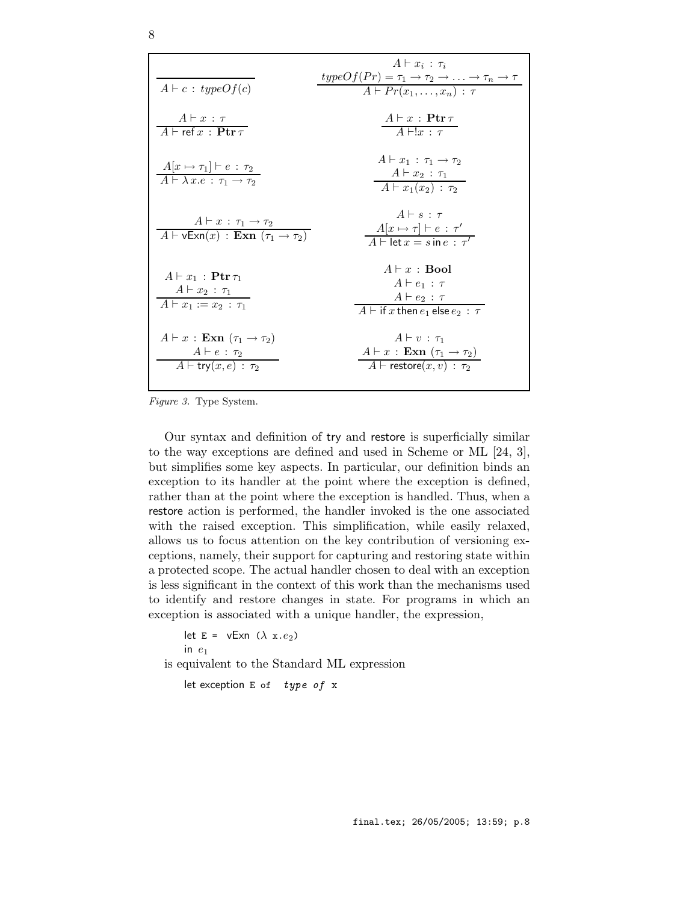$$\frac{}{A \vdash c \,:\, typeOf(c)} \qquad \frac{A \vdash x_i \,:\, \tau_i \quad typeOf(Pr) = \tau_1 \rightarrow \tau_2 \rightarrow \ldots \rightarrow \tau_n \rightarrow \tau}{A \vdash Pr(x_1, \ldots, x_n) \,:\, \tau}$$

$$\frac{A \vdash x \,:\, \tau}{A \vdash \mathsf{ref}\, x \,:\, \mathbf{Ptr}\, \tau} \qquad \frac{A \vdash x \,:\, \mathbf{Ptr}\, \tau}{A \vdash !x \,:\, \tau}$$

$$\frac{A[x \mapsto \tau_1] \vdash e \,:\, \tau_2}{A \vdash \lambda\, x.e \,:\, \tau_1 \rightarrow \tau_2} \qquad \frac{A \vdash x_1 \,:\, \tau_1 \rightarrow \tau_2 \quad A \vdash x_2 \,:\, \tau_1}{A \vdash x_1(x_2) \,:\, \tau_2}$$

$$\frac{A \vdash x \,:\, \tau_1 \rightarrow \tau_2}{A \vdash \mathsf{vExn}(x) \,:\, \mathbf{Exn}\ (\tau_1 \rightarrow \tau_2)} \qquad \frac{A \vdash s \,:\, \tau \quad A[x \mapsto \tau] \vdash e \,:\, \tau'}{A \vdash \mathsf{let}\, x = s\, \mathsf{in}\, e \,:\, \tau'}$$

$$\frac{A \vdash x_1 \,:\, \mathbf{Ptr}\, \tau_1 \quad A \vdash x_2 \,:\, \tau_1}{A \vdash x_1 := x_2 \,:\, \tau_1} \qquad \frac{A \vdash x \,:\, \mathbf{Bool} \quad A \vdash e_1 \,:\, \tau \quad A \vdash e_2 \,:\, \tau}{A \vdash \mathsf{if}\, x\, \mathsf{then}\, e_1\, \mathsf{else}\, e_2 \,:\, \tau}$$

$$\frac{A \vdash x \,:\, \mathbf{Exn}\ (\tau_1 \rightarrow \tau_2) \quad A \vdash e \,:\, \tau_2}{A \vdash \mathsf{try}(x, e) \,:\, \tau_2} \qquad \frac{A \vdash v \,:\, \tau_1 \quad A \vdash x \,:\, \mathbf{Exn}\ (\tau_1 \rightarrow \tau_2)}{A \vdash \mathsf{restore}(x, v) \,:\, \tau_2}$$

*Figure 3.* Type System.

Our syntax and definition of try and restore is superficially similar to the way exceptions are defined and used in Scheme or ML [24, 3], but simplifies some key aspects. In particular, our definition binds an exception to its handler at the point where the exception is defined, rather than at the point where the exception is handled. Thus, when a restore action is performed, the handler invoked is the one associated with the raised exception. This simplification, while easily relaxed, allows us to focus attention on the key contribution of versioning exceptions, namely, their support for capturing and restoring state within a protected scope. The actual handler chosen to deal with an exception is less significant in the context of this work than the mechanisms used to identify and restore changes in state. For programs in which an exception is associated with a unique handler, the expression,

```
let E = vExn (λ x.e2)
in e1
```

is equivalent to the Standard ML expression

```
let exception E of  type of x
```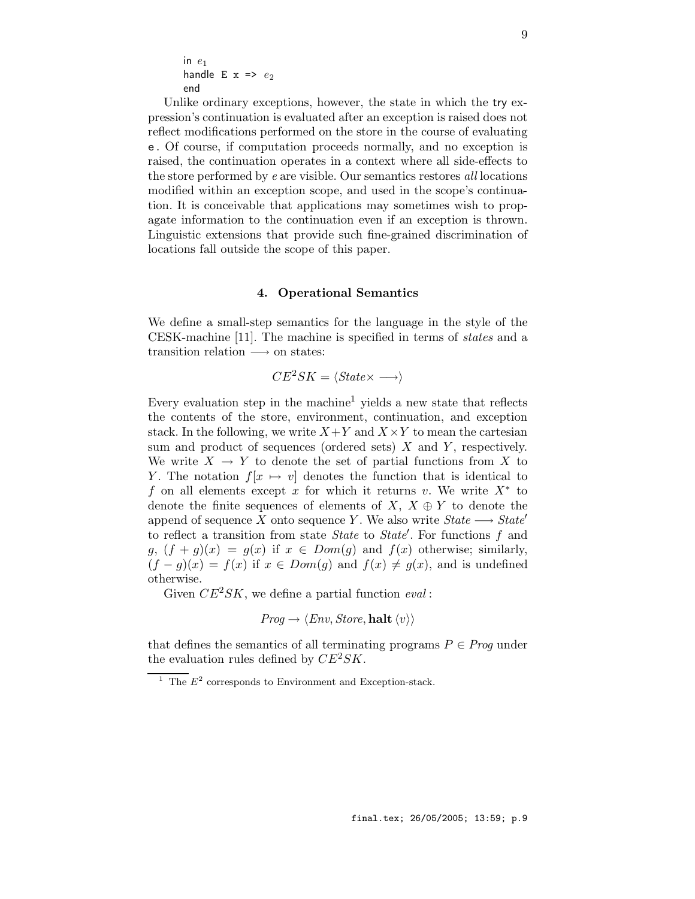```
in e1
handle E x => e2
end
```

Unlike ordinary exceptions, however, the state in which the try expression's continuation is evaluated after an exception is raised does not reflect modifications performed on the store in the course of evaluating e. Of course, if computation proceeds normally, and no exception is raised, the continuation operates in a context where all side-effects to the store performed by $e$ are visible. Our semantics restores *all* locations modified within an exception scope, and used in the scope's continuation. It is conceivable that applications may sometimes wish to propagate information to the continuation even if an exception is thrown. Linguistic extensions that provide such fine-grained discrimination of locations fall outside the scope of this paper.

## 4. Operational Semantics

We define a small-step semantics for the language in the style of the CESK-machine [11]. The machine is specified in terms of *states* and a transition relation $\longrightarrow$ on states:

$$CE^2SK = \langle State \times \longrightarrow \rangle$$

Every evaluation step in the machine[1] yields a new state that reflects the contents of the store, environment, continuation, and exception stack. In the following, we write $X+Y$ and $X \times Y$ to mean the cartesian sum and product of sequences (ordered sets) $X$ and $Y$, respectively. We write $X \rightarrow Y$ to denote the set of partial functions from $X$ to $Y$. The notation $f[x \mapsto v]$ denotes the function that is identical to $f$ on all elements except $x$ for which it returns $v$. We write $X^*$ to denote the finite sequences of elements of $X$, $X \oplus Y$ to denote the append of sequence $X$ onto sequence $Y$. We also write $State \longrightarrow State'$ to reflect a transition from state $State$ to $State'$. For functions $f$ and $g$, $(f+g)(x) = g(x)$ if $x \in Dom(g)$ and $f(x)$ otherwise; similarly, $(f-g)(x) = f(x)$ if $x \in Dom(g)$ and $f(x) \neq g(x)$, and is undefined otherwise.

Given $CE^2SK$, we define a partial function *eval*:

$$Prog \rightarrow \langle Env, Store, \textbf{halt}\ \langle v \rangle \rangle$$

that defines the semantics of all terminating programs $P \in Prog$ under the evaluation rules defined by $CE^2SK$.

[1] The $E^2$ corresponds to Environment and Exception-stack.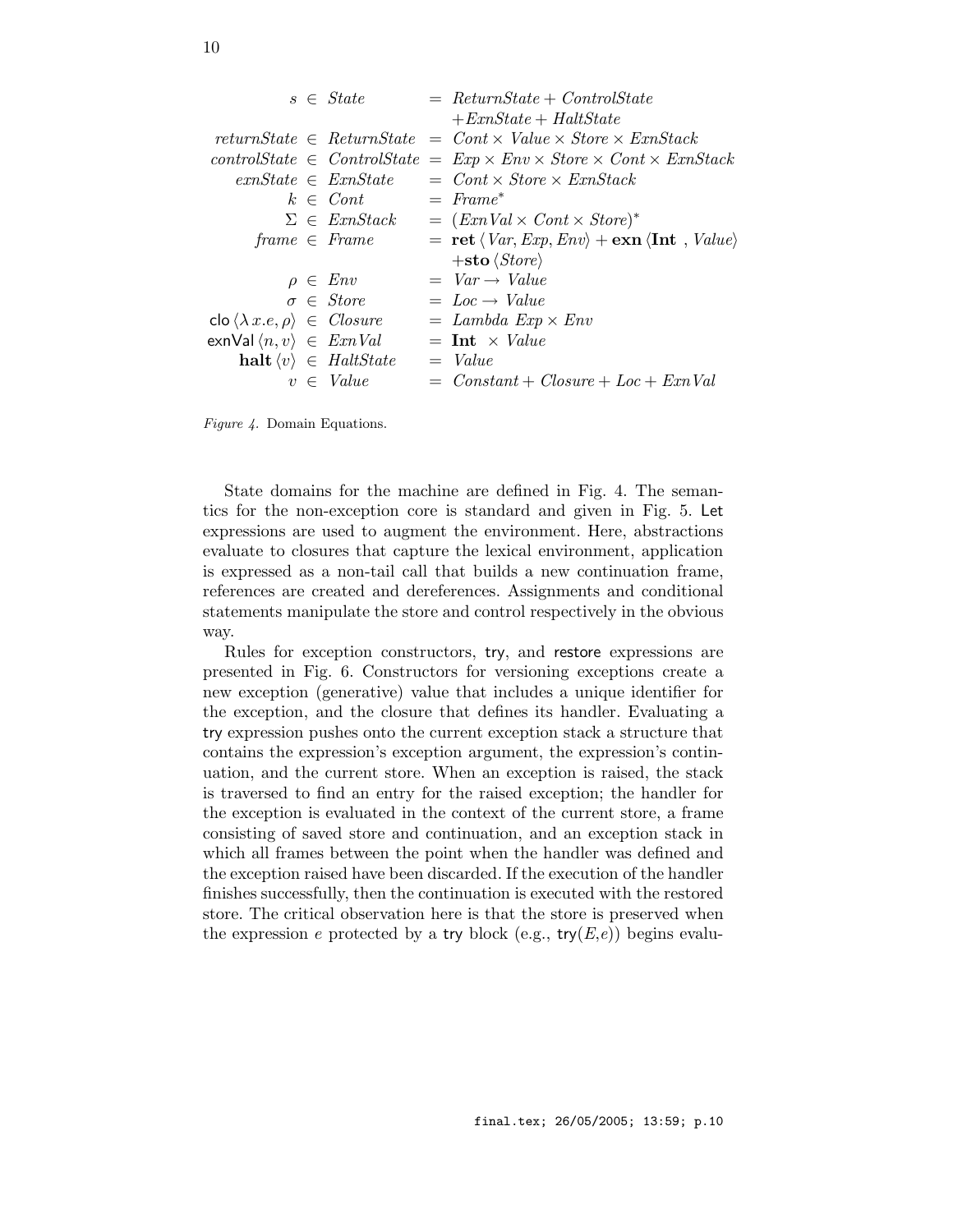$$
\begin{array}{rcll}
s & \in & \mathit{State} & = \mathit{ReturnState} + \mathit{ControlState} \\
 & & & \quad + \mathit{ExnState} + \mathit{HaltState} \\
\mathit{returnState} & \in & \mathit{ReturnState} & = \mathit{Cont} \times \mathit{Value} \times \mathit{Store} \times \mathit{ExnStack} \\
\mathit{controlState} & \in & \mathit{ControlState} & = \mathit{Exp} \times \mathit{Env} \times \mathit{Store} \times \mathit{Cont} \times \mathit{ExnStack} \\
\mathit{exnState} & \in & \mathit{ExnState} & = \mathit{Cont} \times \mathit{Store} \times \mathit{ExnStack} \\
k & \in & \mathit{Cont} & = \mathit{Frame}^* \\
\Sigma & \in & \mathit{ExnStack} & = (\mathit{ExnVal} \times \mathit{Cont} \times \mathit{Store})^* \\
\mathit{frame} & \in & \mathit{Frame} & = \mathbf{ret}\,\langle \mathit{Var}, \mathit{Exp}, \mathit{Env} \rangle + \mathbf{exn}\,\langle \mathbf{Int}\;, \mathit{Value} \rangle \\
 & & & \quad + \mathbf{sto}\,\langle \mathit{Store} \rangle \\
\rho & \in & \mathit{Env} & = \mathit{Var} \rightarrow \mathit{Value} \\
\sigma & \in & \mathit{Store} & = \mathit{Loc} \rightarrow \mathit{Value} \\
\mathsf{clo}\,\langle \lambda\, x.e, \rho \rangle & \in & \mathit{Closure} & = \mathit{Lambda}\ \mathit{Exp} \times \mathit{Env} \\
\mathsf{exnVal}\,\langle n, v \rangle & \in & \mathit{ExnVal} & = \mathbf{Int}\; \times \mathit{Value} \\
\mathbf{halt}\,\langle v \rangle & \in & \mathit{HaltState} & = \mathit{Value} \\
v & \in & \mathit{Value} & = \mathit{Constant} + \mathit{Closure} + \mathit{Loc} + \mathit{ExnVal}
\end{array}
$$

*Figure 4.* Domain Equations.

State domains for the machine are defined in Fig. 4. The semantics for the non-exception core is standard and given in Fig. 5. Let expressions are used to augment the environment. Here, abstractions evaluate to closures that capture the lexical environment, application is expressed as a non-tail call that builds a new continuation frame, references are created and dereferences. Assignments and conditional statements manipulate the store and control respectively in the obvious way.

Rules for exception constructors, try, and restore expressions are presented in Fig. 6. Constructors for versioning exceptions create a new exception (generative) value that includes a unique identifier for the exception, and the closure that defines its handler. Evaluating a try expression pushes onto the current exception stack a structure that contains the expression's exception argument, the expression's continuation, and the current store. When an exception is raised, the stack is traversed to find an entry for the raised exception; the handler for the exception is evaluated in the context of the current store, a frame consisting of saved store and continuation, and an exception stack in which all frames between the point when the handler was defined and the exception raised have been discarded. If the execution of the handler finishes successfully, then the continuation is executed with the restored store. The critical observation here is that the store is preserved when the expression $e$ protected by a try block (e.g., try($E$,$e$)) begins evalu-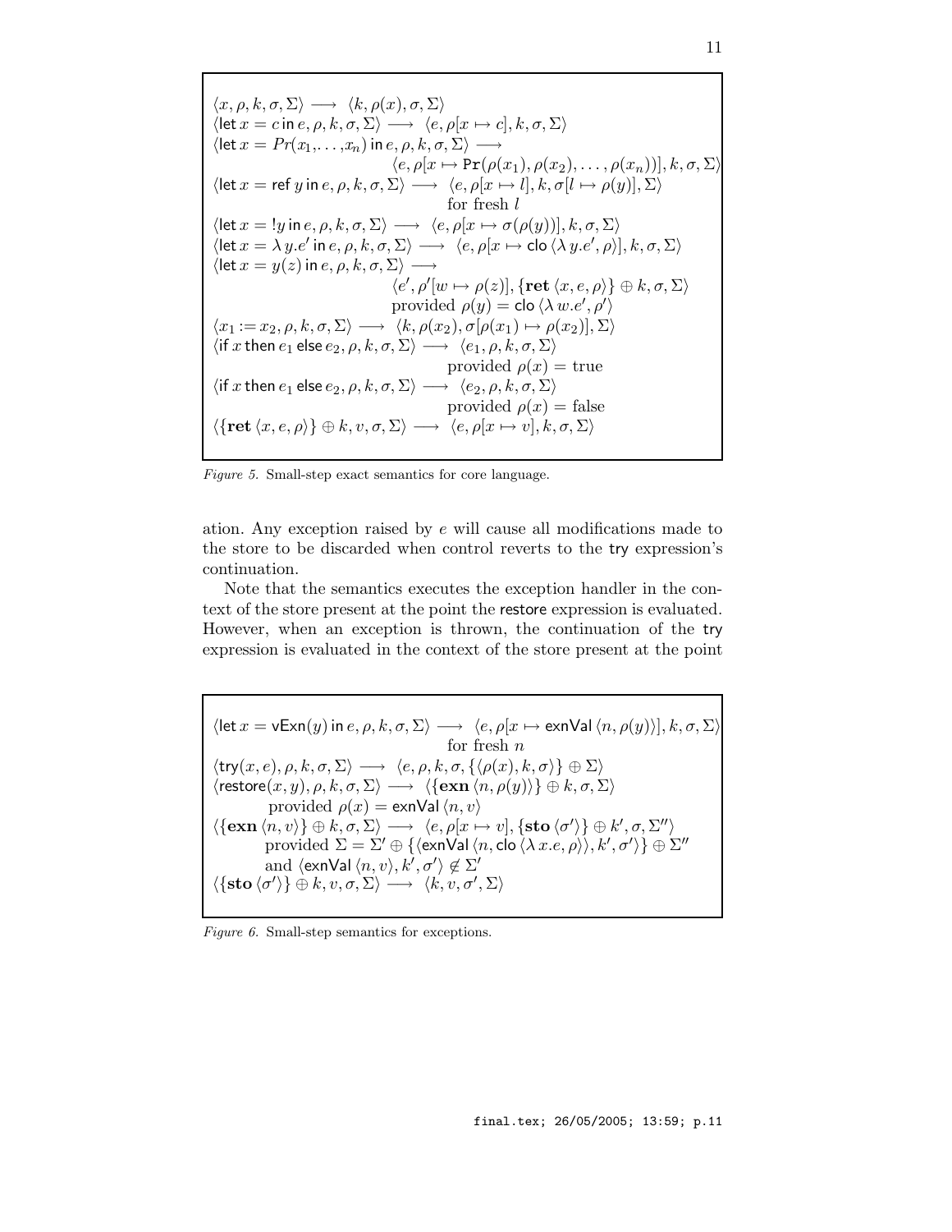$$
\begin{array}{l}
\langle x, \rho, k, \sigma, \Sigma\rangle \longrightarrow \langle k, \rho(x), \sigma, \Sigma\rangle \\
\langle \mathsf{let}\, x = c \,\mathsf{in}\, e, \rho, k, \sigma, \Sigma\rangle \longrightarrow \langle e, \rho[x \mapsto c], k, \sigma, \Sigma\rangle \\
\langle \mathsf{let}\, x = Pr(x_1, \ldots, x_n) \,\mathsf{in}\, e, \rho, k, \sigma, \Sigma\rangle \longrightarrow \\
\qquad\qquad \langle e, \rho[x \mapsto \mathtt{Pr}(\rho(x_1), \rho(x_2), \ldots, \rho(x_n))], k, \sigma, \Sigma\rangle \\
\langle \mathsf{let}\, x = \mathsf{ref}\; y \,\mathsf{in}\, e, \rho, k, \sigma, \Sigma\rangle \longrightarrow \langle e, \rho[x \mapsto l], k, \sigma[l \mapsto \rho(y)], \Sigma\rangle \\
\qquad\qquad \text{for fresh } l \\
\langle \mathsf{let}\, x = !y \,\mathsf{in}\, e, \rho, k, \sigma, \Sigma\rangle \longrightarrow \langle e, \rho[x \mapsto \sigma(\rho(y))], k, \sigma, \Sigma\rangle \\
\langle \mathsf{let}\, x = \lambda\, y.e' \,\mathsf{in}\, e, \rho, k, \sigma, \Sigma\rangle \longrightarrow \langle e, \rho[x \mapsto \mathsf{clo}\,\langle \lambda\, y.e', \rho\rangle], k, \sigma, \Sigma\rangle \\
\langle \mathsf{let}\, x = y(z) \,\mathsf{in}\, e, \rho, k, \sigma, \Sigma\rangle \longrightarrow \\
\qquad\qquad \langle e', \rho'[w \mapsto \rho(z)], \{\mathbf{ret}\,\langle x, e, \rho\rangle\} \oplus k, \sigma, \Sigma\rangle \\
\qquad\qquad \text{provided } \rho(y) = \mathsf{clo}\,\langle \lambda\, w.e', \rho'\rangle \\
\langle x_1 := x_2, \rho, k, \sigma, \Sigma\rangle \longrightarrow \langle k, \rho(x_2), \sigma[\rho(x_1) \mapsto \rho(x_2)], \Sigma\rangle \\
\langle \mathsf{if}\, x \,\mathsf{then}\, e_1 \,\mathsf{else}\, e_2, \rho, k, \sigma, \Sigma\rangle \longrightarrow \langle e_1, \rho, k, \sigma, \Sigma\rangle \\
\qquad\qquad \text{provided } \rho(x) = \text{true} \\
\langle \mathsf{if}\, x \,\mathsf{then}\, e_1 \,\mathsf{else}\, e_2, \rho, k, \sigma, \Sigma\rangle \longrightarrow \langle e_2, \rho, k, \sigma, \Sigma\rangle \\
\qquad\qquad \text{provided } \rho(x) = \text{false} \\
\langle \{\mathbf{ret}\,\langle x, e, \rho\rangle\} \oplus k, v, \sigma, \Sigma\rangle \longrightarrow \langle e, \rho[x \mapsto v], k, \sigma, \Sigma\rangle
\end{array}
$$

*Figure 5.* Small-step exact semantics for core language.

ation. Any exception raised by $e$ will cause all modifications made to the store to be discarded when control reverts to the try expression's continuation.

Note that the semantics executes the exception handler in the context of the store present at the point the restore expression is evaluated. However, when an exception is thrown, the continuation of the try expression is evaluated in the context of the store present at the point

$$
\begin{array}{l}
\langle \mathsf{let}\, x = \mathsf{vExn}(y) \,\mathsf{in}\, e, \rho, k, \sigma, \Sigma\rangle \longrightarrow \langle e, \rho[x \mapsto \mathsf{exnVal}\,\langle n, \rho(y)\rangle], k, \sigma, \Sigma\rangle \\
\qquad\qquad \text{for fresh } n \\
\langle \mathsf{try}(x, e), \rho, k, \sigma, \Sigma\rangle \longrightarrow \langle e, \rho, k, \sigma, \{\langle \rho(x), k, \sigma\rangle\} \oplus \Sigma\rangle \\
\langle \mathsf{restore}(x, y), \rho, k, \sigma, \Sigma\rangle \longrightarrow \langle \{\mathbf{exn}\,\langle n, \rho(y)\rangle\} \oplus k, \sigma, \Sigma\rangle \\
\qquad \text{provided } \rho(x) = \mathsf{exnVal}\,\langle n, v\rangle \\
\langle \{\mathbf{exn}\,\langle n, v\rangle\} \oplus k, \sigma, \Sigma\rangle \longrightarrow \langle e, \rho[x \mapsto v], \{\mathbf{sto}\,\langle \sigma'\rangle\} \oplus k', \sigma, \Sigma''\rangle \\
\qquad \text{provided } \Sigma = \Sigma' \oplus \{\langle \mathsf{exnVal}\,\langle n, \mathsf{clo}\,\langle \lambda\, x.e, \rho\rangle\rangle, k', \sigma'\rangle\} \oplus \Sigma'' \\
\qquad \text{and } \langle \mathsf{exnVal}\,\langle n, v\rangle, k', \sigma'\rangle \notin \Sigma' \\
\langle \{\mathbf{sto}\,\langle \sigma'\rangle\} \oplus k, v, \sigma, \Sigma\rangle \longrightarrow \langle k, v, \sigma', \Sigma\rangle
\end{array}
$$

*Figure 6.* Small-step semantics for exceptions.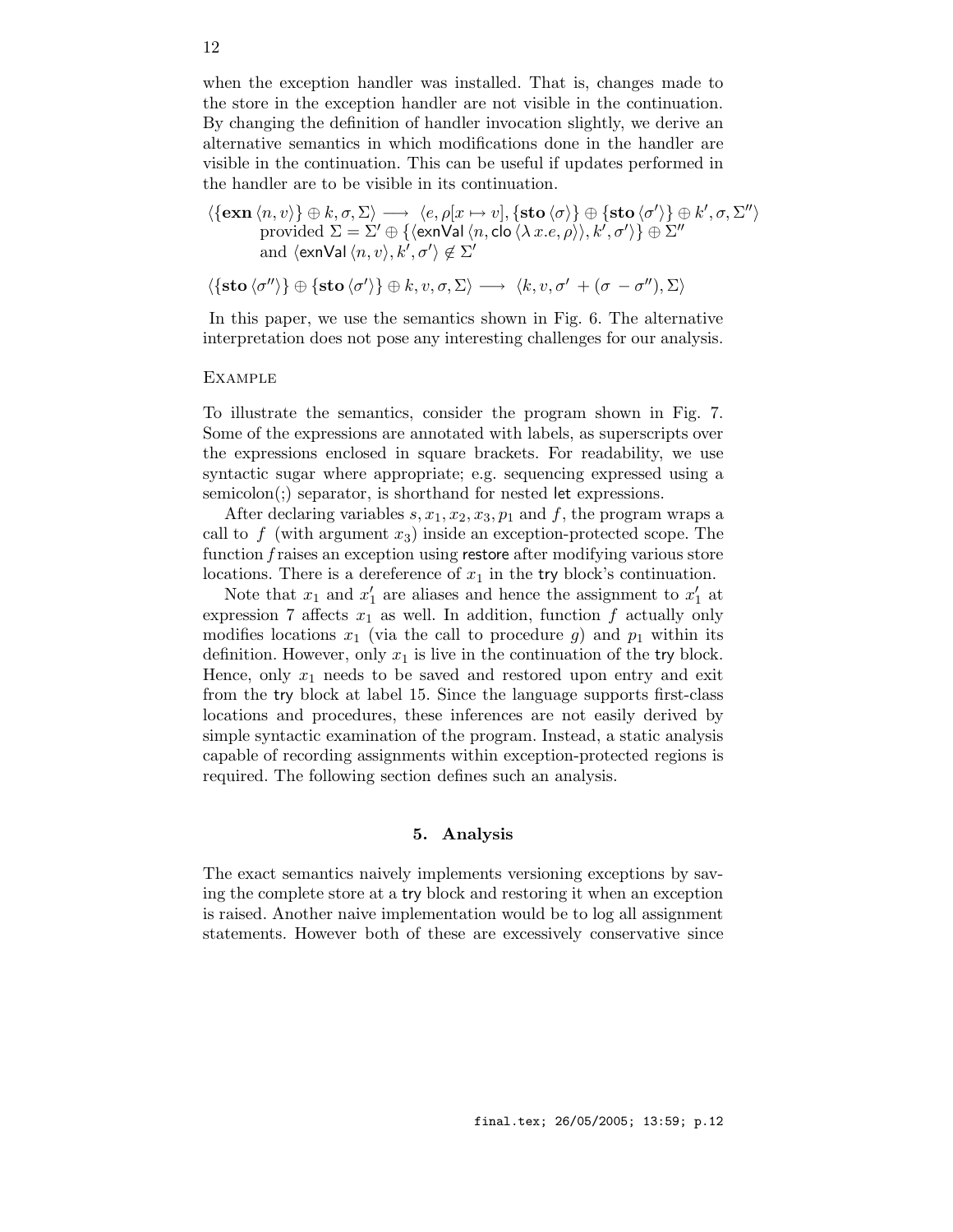when the exception handler was installed. That is, changes made to the store in the exception handler are not visible in the continuation. By changing the definition of handler invocation slightly, we derive an alternative semantics in which modifications done in the handler are visible in the continuation. This can be useful if updates performed in the handler are to be visible in its continuation.

$$\langle \{\mathbf{exn}\,\langle n, v\rangle\} \oplus k, \sigma, \Sigma\rangle \longrightarrow \langle e, \rho[x \mapsto v], \{\mathbf{sto}\,\langle\sigma\rangle\} \oplus \{\mathbf{sto}\,\langle\sigma'\rangle\} \oplus k', \sigma, \Sigma''\rangle$$
$$\text{provided } \Sigma = \Sigma' \oplus \{\langle \mathsf{exnVal}\,\langle n, \mathsf{clo}\,\langle \lambda\, x.e, \rho\rangle\rangle, k', \sigma'\rangle\} \oplus \Sigma''$$
$$\text{and } \langle \mathsf{exnVal}\,\langle n, v\rangle, k', \sigma'\rangle \notin \Sigma'$$

$$\langle \{\mathbf{sto}\,\langle\sigma''\rangle\} \oplus \{\mathbf{sto}\,\langle\sigma'\rangle\} \oplus k, v, \sigma, \Sigma\rangle \longrightarrow \langle k, v, \sigma' + (\sigma - \sigma''), \Sigma\rangle$$

In this paper, we use the semantics shown in Fig. 6. The alternative interpretation does not pose any interesting challenges for our analysis.

## Example

To illustrate the semantics, consider the program shown in Fig. 7. Some of the expressions are annotated with labels, as superscripts over the expressions enclosed in square brackets. For readability, we use syntactic sugar where appropriate; e.g. sequencing expressed using a semicolon(;) separator, is shorthand for nested let expressions.

After declaring variables $s, x_1, x_2, x_3, p_1$ and $f$, the program wraps a call to $f$ (with argument $x_3$) inside an exception-protected scope. The function $f$ raises an exception using restore after modifying various store locations. There is a dereference of $x_1$ in the try block's continuation.

Note that $x_1$ and $x_1'$ are aliases and hence the assignment to $x_1'$ at expression 7 affects $x_1$ as well. In addition, function $f$ actually only modifies locations $x_1$ (via the call to procedure $g$) and $p_1$ within its definition. However, only $x_1$ is live in the continuation of the try block. Hence, only $x_1$ needs to be saved and restored upon entry and exit from the try block at label 15. Since the language supports first-class locations and procedures, these inferences are not easily derived by simple syntactic examination of the program. Instead, a static analysis capable of recording assignments within exception-protected regions is required. The following section defines such an analysis.

## 5. Analysis

The exact semantics naively implements versioning exceptions by saving the complete store at a try block and restoring it when an exception is raised. Another naive implementation would be to log all assignment statements. However both of these are excessively conservative since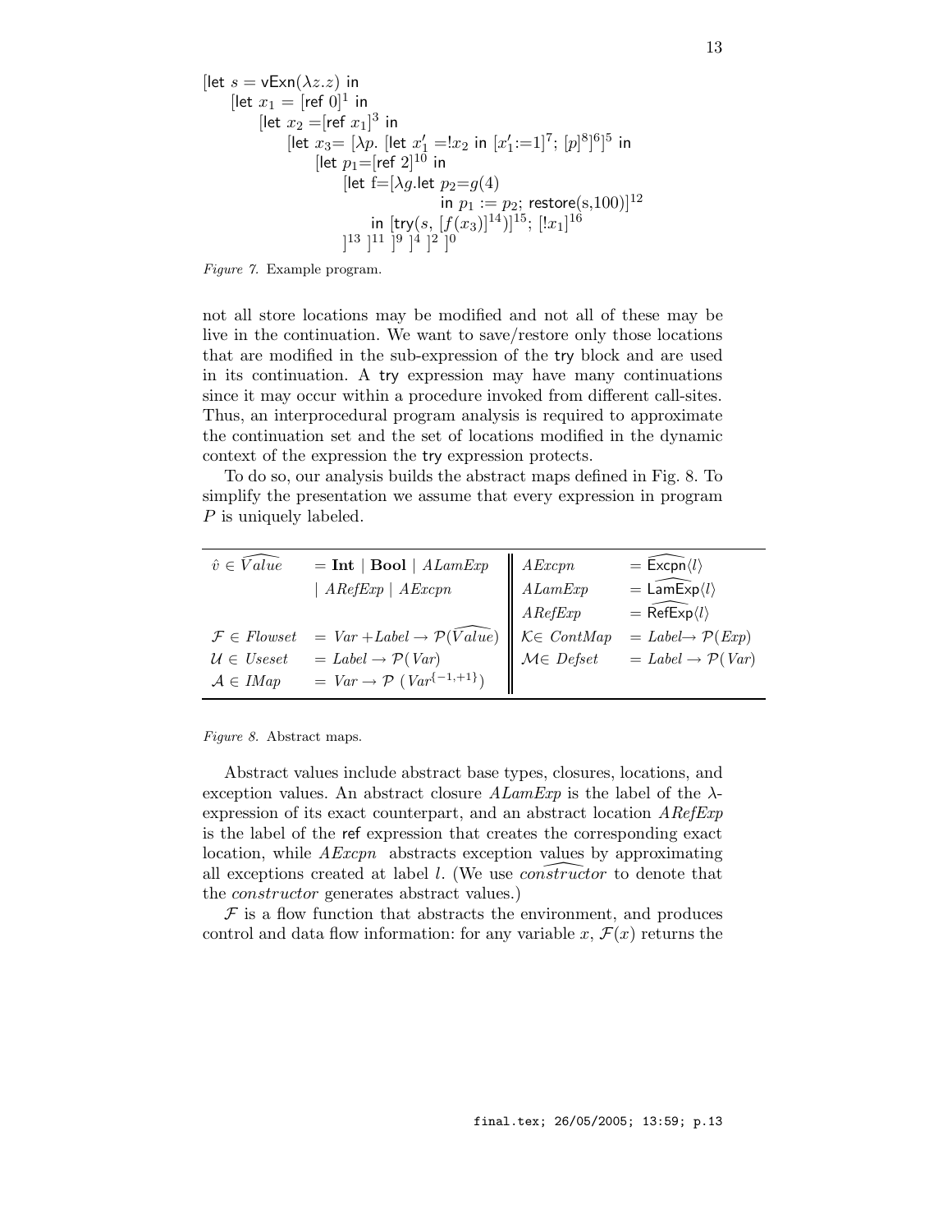```
[let s = vExn(λz.z) in
    [let x_1 = [ref 0]^1 in
        [let x_2 =[ref x_1]^3 in
            [let x_3= [λp. [let x'_1 =!x_2 in [x'_1:=1]^7; [p]^8]^6]^5 in
                [let p_1=[ref 2]^10 in
                    [let f=[λg.let p_2=g(4)
                                in p_1 := p_2; restore(s,100)]^12
                        in [try(s, [f(x_3)]^14)]^15; [!x_1]^16
                    ]^13 ]^11 ]^9 ]^4 ]^2 ]^0
```

*Figure 7.* Example program.

not all store locations may be modified and not all of these may be live in the continuation. We want to save/restore only those locations that are modified in the sub-expression of the try block and are used in its continuation. A try expression may have many continuations since it may occur within a procedure invoked from different call-sites. Thus, an interprocedural program analysis is required to approximate the continuation set and the set of locations modified in the dynamic context of the expression the try expression protects.

To do so, our analysis builds the abstract maps defined in Fig. 8. To simplify the presentation we assume that every expression in program $P$ is uniquely labeled.

| | | | |
|---|---|---|---|
| $\hat{v} \in \widehat{Value}$ | $= \mathbf{Int} \mid \mathbf{Bool} \mid ALamExp$ | $AExcpn$ | $= \widehat{\mathsf{Excpn}}\langle l \rangle$ |
| | $\mid ARefExp \mid AExcpn$ | $ALamExp$ | $= \widehat{\mathsf{LamExp}}\langle l \rangle$ |
| | | $ARefExp$ | $= \widehat{\mathsf{RefExp}}\langle l \rangle$ |
| $\mathcal{F} \in Flowset$ | $= Var + Label \rightarrow \mathcal{P}(\widehat{Value})$ | $\mathcal{K} \in ContMap$ | $= Label \rightarrow \mathcal{P}(Exp)$ |
| $\mathcal{U} \in Useset$ | $= Label \rightarrow \mathcal{P}(Var)$ | $\mathcal{M} \in Defset$ | $= Label \rightarrow \mathcal{P}(Var)$ |
| $\mathcal{A} \in IMap$ | $= Var \rightarrow \mathcal{P}\ (Var^{\{-1,+1\}})$ | | |

*Figure 8.* Abstract maps.

Abstract values include abstract base types, closures, locations, and exception values. An abstract closure $ALamExp$ is the label of the $\lambda$-expression of its exact counterpart, and an abstract location $ARefExp$ is the label of the ref expression that creates the corresponding exact location, while $AExcpn$ abstracts exception values by approximating all exceptions created at label $l$. (We use $\widehat{constructor}$ to denote that the *constructor* generates abstract values.)

$\mathcal{F}$ is a flow function that abstracts the environment, and produces control and data flow information: for any variable $x$, $\mathcal{F}(x)$ returns the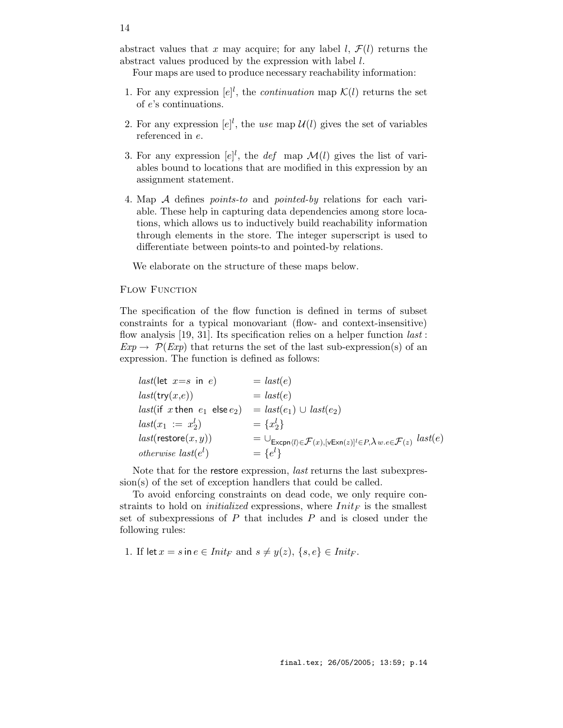abstract values that $x$ may acquire; for any label $l$, $\mathcal{F}(l)$ returns the abstract values produced by the expression with label $l$.

Four maps are used to produce necessary reachability information:

1. For any expression $[e]^l$, the *continuation* map $\mathcal{K}(l)$ returns the set of $e$'s continuations.

2. For any expression $[e]^l$, the *use* map $\mathcal{U}(l)$ gives the set of variables referenced in $e$.

3. For any expression $[e]^l$, the *def* map $\mathcal{M}(l)$ gives the list of variables bound to locations that are modified in this expression by an assignment statement.

4. Map $\mathcal{A}$ defines *points-to* and *pointed-by* relations for each variable. These help in capturing data dependencies among store locations, which allows us to inductively build reachability information through elements in the store. The integer superscript is used to differentiate between points-to and pointed-by relations.

We elaborate on the structure of these maps below.

### Flow Function

The specification of the flow function is defined in terms of subset constraints for a typical monovariant (flow- and context-insensitive) flow analysis [19, 31]. Its specification relies on a helper function $last : Exp \to \mathcal{P}(Exp)$ that returns the set of the last sub-expression(s) of an expression. The function is defined as follows:

$$
\begin{array}{ll}
last(\mathsf{let}\ x{=}s\ \mathsf{in}\ e) & = last(e) \\
last(\mathsf{try}(x{,}e)) & = last(e) \\
last(\mathsf{if}\ x\ \mathsf{then}\ e_1\ \mathsf{else}\ e_2) & = last(e_1) \cup last(e_2) \\
last(x_1 \ := \ x_2^l) & = \{x_2^l\} \\
last(\mathsf{restore}(x,y)) & = \cup_{\mathsf{Excpn}\langle l\rangle \in \mathcal{F}(x), [\mathsf{vExn}(z)]^l \in P, \lambda w.e \in \mathcal{F}(z)}\ last(e) \\
\textit{otherwise}\ last(e^l) & = \{e^l\}
\end{array}
$$

Note that for the restore expression, *last* returns the last subexpression(s) of the set of exception handlers that could be called.

To avoid enforcing constraints on dead code, we only require constraints to hold on *initialized* expressions, where $Init_F$ is the smallest set of subexpressions of $P$ that includes $P$ and is closed under the following rules:

1. If $\mathsf{let}\, x = s\, \mathsf{in}\, e \in Init_F$ and $s \neq y(z)$, $\{s, e\} \in Init_F$.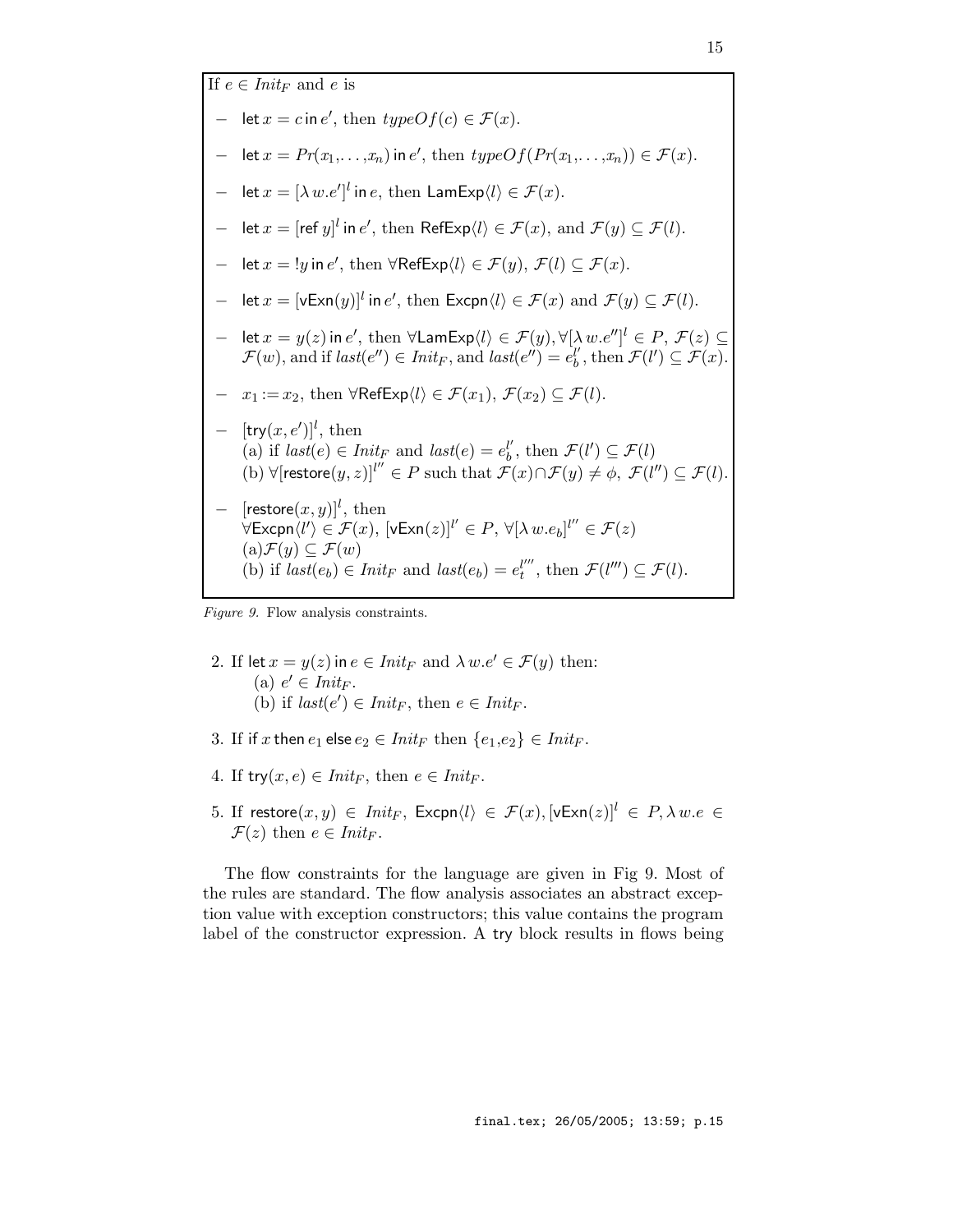If $e \in Init_F$ and $e$ is

- $\mathsf{let}\, x = c\, \mathsf{in}\, e'$, then $typeOf(c) \in \mathcal{F}(x)$.
- $\mathsf{let}\, x = Pr(x_1,\ldots,x_n)\, \mathsf{in}\, e'$, then $typeOf(Pr(x_1,\ldots,x_n)) \in \mathcal{F}(x)$.
- $\mathsf{let}\, x = [\lambda\, w.e']^l\, \mathsf{in}\, e$, then $\mathsf{LamExp}\langle l \rangle \in \mathcal{F}(x)$.
- $\mathsf{let}\, x = [\mathsf{ref}\, y]^l\, \mathsf{in}\, e'$, then $\mathsf{RefExp}\langle l \rangle \in \mathcal{F}(x)$, and $\mathcal{F}(y) \subseteq \mathcal{F}(l)$.
- $\mathsf{let}\, x = !y\, \mathsf{in}\, e'$, then $\forall \mathsf{RefExp}\langle l \rangle \in \mathcal{F}(y)$, $\mathcal{F}(l) \subseteq \mathcal{F}(x)$.
- $\mathsf{let}\, x = [\mathsf{vExn}(y)]^l\, \mathsf{in}\, e'$, then $\mathsf{Excpn}\langle l \rangle \in \mathcal{F}(x)$ and $\mathcal{F}(y) \subseteq \mathcal{F}(l)$.
- $\mathsf{let}\, x = y(z)\, \mathsf{in}\, e'$, then $\forall \mathsf{LamExp}\langle l \rangle \in \mathcal{F}(y), \forall [\lambda\, w.e'']^l \in P$, $\mathcal{F}(z) \subseteq \mathcal{F}(w)$, and if $last(e'') \in Init_F$, and $last(e'') = e_b^{l'}$, then $\mathcal{F}(l') \subseteq \mathcal{F}(x)$.
- $x_1 := x_2$, then $\forall \mathsf{RefExp}\langle l \rangle \in \mathcal{F}(x_1)$, $\mathcal{F}(x_2) \subseteq \mathcal{F}(l)$.
- $[\mathsf{try}(x, e')]^l$, then
  (a) if $last(e) \in Init_F$ and $last(e) = e_b^{l'}$, then $\mathcal{F}(l') \subseteq \mathcal{F}(l)$
  (b) $\forall [\mathsf{restore}(y, z)]^{l''} \in P$ such that $\mathcal{F}(x) \cap \mathcal{F}(y) \neq \phi$, $\mathcal{F}(l'') \subseteq \mathcal{F}(l)$.
- $[\mathsf{restore}(x, y)]^l$, then
  $\forall \mathsf{Excpn}\langle l' \rangle \in \mathcal{F}(x)$, $[\mathsf{vExn}(z)]^{l'} \in P$, $\forall [\lambda\, w.e_b]^{l''} \in \mathcal{F}(z)$
  (a) $\mathcal{F}(y) \subseteq \mathcal{F}(w)$
  (b) if $last(e_b) \in Init_F$ and $last(e_b) = e_t^{l'''}$, then $\mathcal{F}(l''') \subseteq \mathcal{F}(l)$.

*Figure 9.* Flow analysis constraints.

2. If $\mathsf{let}\, x = y(z)\, \mathsf{in}\, e \in Init_F$ and $\lambda\, w.e' \in \mathcal{F}(y)$ then:
   (a) $e' \in Init_F$.
   (b) if $last(e') \in Init_F$, then $e \in Init_F$.
3. If $\mathsf{if}\, x\, \mathsf{then}\, e_1\, \mathsf{else}\, e_2 \in Init_F$ then $\{e_1, e_2\} \in Init_F$.
4. If $\mathsf{try}(x, e) \in Init_F$, then $e \in Init_F$.
5. If $\mathsf{restore}(x, y) \in Init_F$, $\mathsf{Excpn}\langle l \rangle \in \mathcal{F}(x), [\mathsf{vExn}(z)]^l \in P, \lambda\, w.e \in \mathcal{F}(z)$ then $e \in Init_F$.

The flow constraints for the language are given in Fig 9. Most of the rules are standard. The flow analysis associates an abstract exception value with exception constructors; this value contains the program label of the constructor expression. A try block results in flows being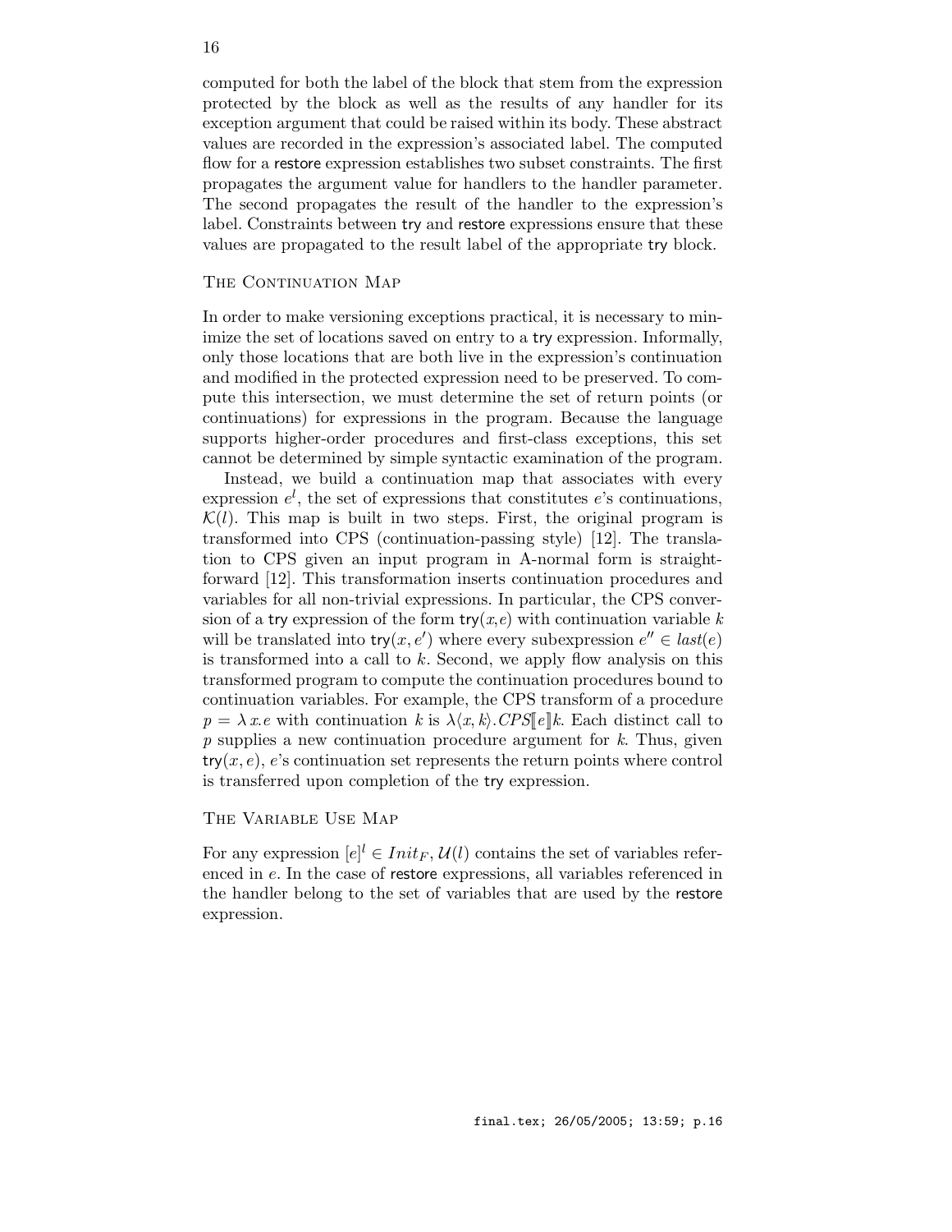computed for both the label of the block that stem from the expression protected by the block as well as the results of any handler for its exception argument that could be raised within its body. These abstract values are recorded in the expression's associated label. The computed flow for a restore expression establishes two subset constraints. The first propagates the argument value for handlers to the handler parameter. The second propagates the result of the handler to the expression's label. Constraints between try and restore expressions ensure that these values are propagated to the result label of the appropriate try block.

### The Continuation Map

In order to make versioning exceptions practical, it is necessary to minimize the set of locations saved on entry to a try expression. Informally, only those locations that are both live in the expression's continuation and modified in the protected expression need to be preserved. To compute this intersection, we must determine the set of return points (or continuations) for expressions in the program. Because the language supports higher-order procedures and first-class exceptions, this set cannot be determined by simple syntactic examination of the program.

Instead, we build a continuation map that associates with every expression $e^l$, the set of expressions that constitutes $e$'s continuations, $\mathcal{K}(l)$. This map is built in two steps. First, the original program is transformed into CPS (continuation-passing style) [12]. The translation to CPS given an input program in A-normal form is straightforward [12]. This transformation inserts continuation procedures and variables for all non-trivial expressions. In particular, the CPS conversion of a try expression of the form $\mathsf{try}(x,e)$ with continuation variable $k$ will be translated into $\mathsf{try}(x, e')$ where every subexpression $e'' \in \mathit{last}(e)$ is transformed into a call to $k$. Second, we apply flow analysis on this transformed program to compute the continuation procedures bound to continuation variables. For example, the CPS transform of a procedure $p = \lambda\, x.e$ with continuation $k$ is $\lambda\langle x, k\rangle.CPS[\![e]\!]k$. Each distinct call to $p$ supplies a new continuation procedure argument for $k$. Thus, given $\mathsf{try}(x, e)$, $e$'s continuation set represents the return points where control is transferred upon completion of the try expression.

### The Variable Use Map

For any expression $[e]^l \in Init_F$, $\mathcal{U}(l)$ contains the set of variables referenced in $e$. In the case of restore expressions, all variables referenced in the handler belong to the set of variables that are used by the restore expression.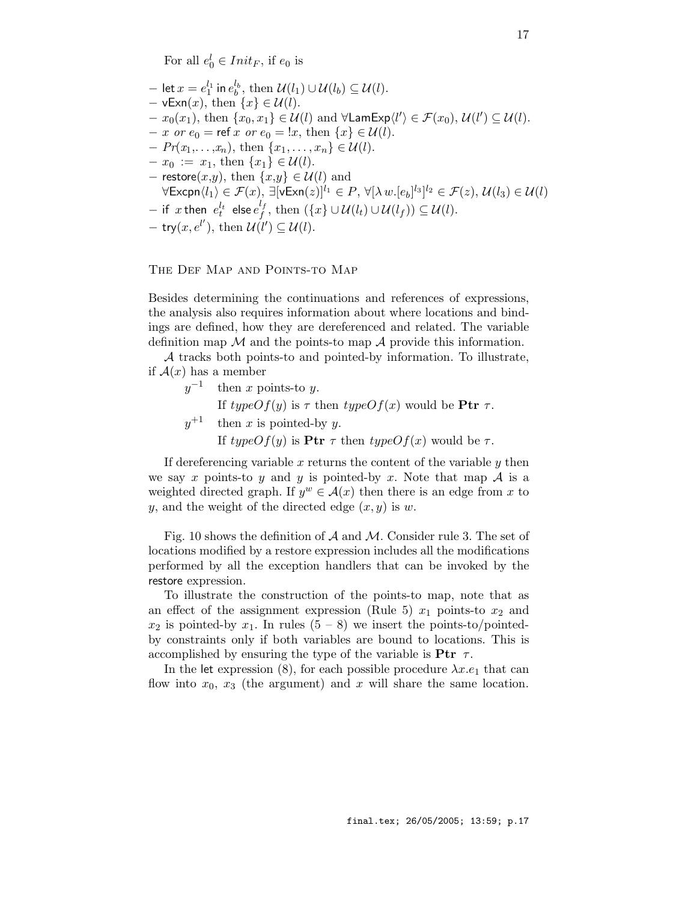For all $e_0^l \in Init_F$, if $e_0$ is

- $\mathsf{let}\, x = e_1^{l_1}\, \mathsf{in}\, e_b^{l_b}$, then $\mathcal{U}(l_1) \cup \mathcal{U}(l_b) \subseteq \mathcal{U}(l)$.
- $\mathsf{vExn}(x)$, then $\{x\} \in \mathcal{U}(l)$.
- $x_0(x_1)$, then $\{x_0, x_1\} \in \mathcal{U}(l)$ and $\forall \mathsf{LamExp}\langle l' \rangle \in \mathcal{F}(x_0)$, $\mathcal{U}(l') \subseteq \mathcal{U}(l)$.
- $x$ *or* $e_0 = \mathsf{ref}\, x$ *or* $e_0 = !x$, then $\{x\} \in \mathcal{U}(l)$.
- $Pr(x_1, \ldots, x_n)$, then $\{x_1, \ldots, x_n\} \in \mathcal{U}(l)$.
- $x_0 := x_1$, then $\{x_1\} \in \mathcal{U}(l)$.
- $\mathsf{restore}(x,y)$, then $\{x,y\} \in \mathcal{U}(l)$ and $\forall \mathsf{Excpn}\langle l_1 \rangle \in \mathcal{F}(x)$, $\exists [\mathsf{vExn}(z)]^{l_1} \in P$, $\forall [\lambda\, w.[e_b]^{l_3}]^{l_2} \in \mathcal{F}(z)$, $\mathcal{U}(l_3) \in \mathcal{U}(l)$
- $\mathsf{if}\ x\, \mathsf{then}\ e_t^{l_t}\ \mathsf{else}\, e_f^{l_f}$, then $(\{x\} \cup \mathcal{U}(l_t) \cup \mathcal{U}(l_f)) \subseteq \mathcal{U}(l)$.
- $\mathsf{try}(x, e^{l'})$, then $\mathcal{U}(l') \subseteq \mathcal{U}(l)$.

### The Def Map and Points-to Map

Besides determining the continuations and references of expressions, the analysis also requires information about where locations and bindings are defined, how they are dereferenced and related. The variable definition map $\mathcal{M}$ and the points-to map $\mathcal{A}$ provide this information.

$\mathcal{A}$ tracks both points-to and pointed-by information. To illustrate, if $\mathcal{A}(x)$ has a member

- $y^{-1}$ then $x$ points-to $y$.
  If $typeOf(y)$ is $\tau$ then $typeOf(x)$ would be $\mathbf{Ptr}\ \tau$.
- $y^{+1}$ then $x$ is pointed-by $y$.
  If $typeOf(y)$ is $\mathbf{Ptr}\ \tau$ then $typeOf(x)$ would be $\tau$.

If dereferencing variable $x$ returns the content of the variable $y$ then we say $x$ points-to $y$ and $y$ is pointed-by $x$. Note that map $\mathcal{A}$ is a weighted directed graph. If $y^w \in \mathcal{A}(x)$ then there is an edge from $x$ to $y$, and the weight of the directed edge $(x, y)$ is $w$.

Fig. 10 shows the definition of $\mathcal{A}$ and $\mathcal{M}$. Consider rule 3. The set of locations modified by a restore expression includes all the modifications performed by all the exception handlers that can be invoked by the restore expression.

To illustrate the construction of the points-to map, note that as an effect of the assignment expression (Rule 5) $x_1$ points-to $x_2$ and $x_2$ is pointed-by $x_1$. In rules (5 – 8) we insert the points-to/pointed-by constraints only if both variables are bound to locations. This is accomplished by ensuring the type of the variable is $\mathbf{Ptr}\ \ \tau$.

In the let expression (8), for each possible procedure $\lambda x.e_1$ that can flow into $x_0$, $x_3$ (the argument) and $x$ will share the same location.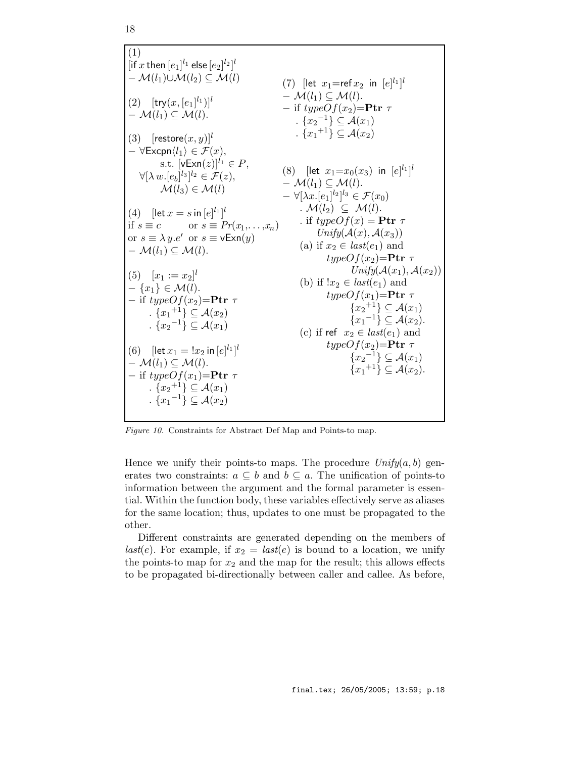(1)
$[\text{if } x \text{ then } [e_1]^{l_1} \text{ else } [e_2]^{l_2}]^l$
– $\mathcal{M}(l_1) \cup \mathcal{M}(l_2) \subseteq \mathcal{M}(l)$

(2) $[\text{try}(x, [e_1]^{l_1})]^l$
– $\mathcal{M}(l_1) \subseteq \mathcal{M}(l)$.

(3) $[\text{restore}(x, y)]^l$
– $\forall \text{Excpn}\langle l_1 \rangle \in \mathcal{F}(x)$,
 s.t. $[\text{vExn}(z)]^{l_1} \in P$,
 $\forall [\lambda\, w.[e_b]^{l_3}]^{l_2} \in \mathcal{F}(z)$,
 $\mathcal{M}(l_3) \in \mathcal{M}(l)$

(4) $[\text{let } x = s \text{ in } [e]^{l_1}]^l$
if $s \equiv c$ or $s \equiv Pr(x_1, \ldots, x_n)$
or $s \equiv \lambda\, y.e'$ or $s \equiv \text{vExn}(y)$
– $\mathcal{M}(l_1) \subseteq \mathcal{M}(l)$.

(5) $[x_1 := x_2]^l$
– $\{x_1\} \in \mathcal{M}(l)$.
– if $typeOf(x_2) = \textbf{Ptr}\ \tau$
 . $\{{x_1}^{+1}\} \subseteq \mathcal{A}(x_2)$
 . $\{{x_2}^{-1}\} \subseteq \mathcal{A}(x_1)$

(6) $[\text{let } x_1 = !x_2 \text{ in } [e]^{l_1}]^l$
– $\mathcal{M}(l_1) \subseteq \mathcal{M}(l)$.
– if $typeOf(x_1) = \textbf{Ptr}\ \tau$
 . $\{{x_2}^{+1}\} \subseteq \mathcal{A}(x_1)$
 . $\{{x_1}^{-1}\} \subseteq \mathcal{A}(x_2)$

(7) $[\text{let } x_1 = \text{ref}\, x_2 \text{ in } [e]^{l_1}]^l$
– $\mathcal{M}(l_1) \subseteq \mathcal{M}(l)$.
– if $typeOf(x_2) = \textbf{Ptr}\ \tau$
 . $\{{x_2}^{-1}\} \subseteq \mathcal{A}(x_1)$
 . $\{{x_1}^{+1}\} \subseteq \mathcal{A}(x_2)$

(8) $[\text{let } x_1 = x_0(x_3) \text{ in } [e]^{l_1}]^l$
– $\mathcal{M}(l_1) \subseteq \mathcal{M}(l)$.
– $\forall [\lambda x.[e_1]^{l_2}]^{l_3} \in \mathcal{F}(x_0)$
 . $\mathcal{M}(l_2) \subseteq \mathcal{M}(l)$.
 . if $typeOf(x) = \textbf{Ptr}\ \tau$
  $Unify(\mathcal{A}(x), \mathcal{A}(x_3))$
 (a) if $x_2 \in last(e_1)$ and
  $typeOf(x_2) = \textbf{Ptr}\ \tau$
  $Unify(\mathcal{A}(x_1), \mathcal{A}(x_2))$
 (b) if $!x_2 \in last(e_1)$ and
  $typeOf(x_1) = \textbf{Ptr}\ \tau$
  $\{{x_2}^{+1}\} \subseteq \mathcal{A}(x_1)$
  $\{{x_1}^{-1}\} \subseteq \mathcal{A}(x_2)$.
 (c) if ref $x_2 \in last(e_1)$ and
  $typeOf(x_2) = \textbf{Ptr}\ \tau$
  $\{{x_2}^{-1}\} \subseteq \mathcal{A}(x_1)$
  $\{{x_1}^{+1}\} \subseteq \mathcal{A}(x_2)$.

*Figure 10.* Constraints for Abstract Def Map and Points-to map.

Hence we unify their points-to maps. The procedure $Unify(a, b)$ generates two constraints: $a \subseteq b$ and $b \subseteq a$. The unification of points-to information between the argument and the formal parameter is essential. Within the function body, these variables effectively serve as aliases for the same location; thus, updates to one must be propagated to the other.

Different constraints are generated depending on the members of $last(e)$. For example, if $x_2 = last(e)$ is bound to a location, we unify the points-to map for $x_2$ and the map for the result; this allows effects to be propagated bi-directionally between caller and callee. As before,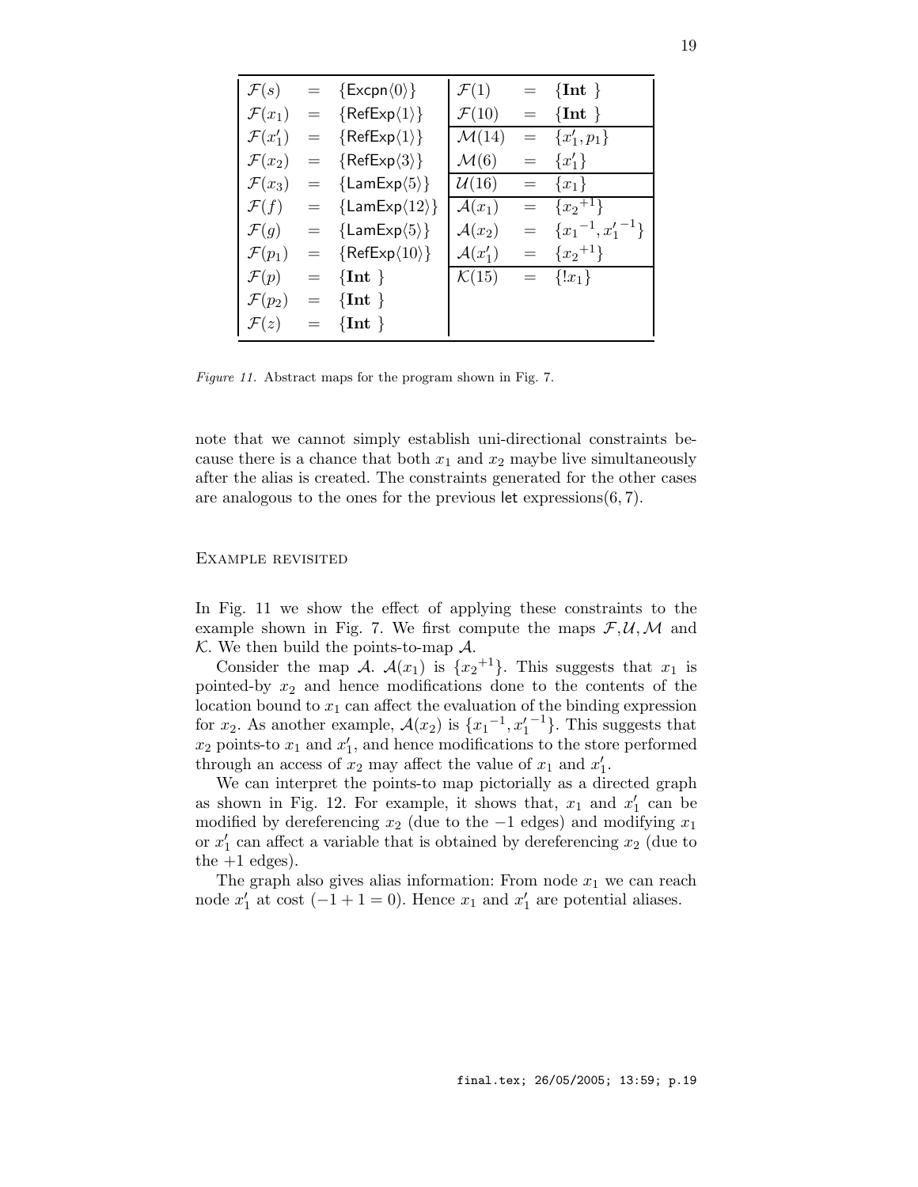| | | | | | |
|---|---|---|---|---|---|
| $\mathcal{F}(s)$ | = | $\{\mathsf{Excpn}\langle 0\rangle\}$ | $\mathcal{F}(1)$ | = | $\{\textbf{Int}\}$ |
| $\mathcal{F}(x_1)$ | = | $\{\mathsf{RefExp}\langle 1\rangle\}$ | $\mathcal{F}(10)$ | = | $\{\textbf{Int}\}$ |
| $\mathcal{F}(x_1')$ | = | $\{\mathsf{RefExp}\langle 1\rangle\}$ | $\mathcal{M}(14)$ | = | $\{x_1', p_1\}$ |
| $\mathcal{F}(x_2)$ | = | $\{\mathsf{RefExp}\langle 3\rangle\}$ | $\mathcal{M}(6)$ | = | $\{x_1'\}$ |
| $\mathcal{F}(x_3)$ | = | $\{\mathsf{LamExp}\langle 5\rangle\}$ | $\mathcal{U}(16)$ | = | $\{x_1\}$ |
| $\mathcal{F}(f)$ | = | $\{\mathsf{LamExp}\langle 12\rangle\}$ | $\mathcal{A}(x_1)$ | = | $\{{x_2}^{+1}\}$ |
| $\mathcal{F}(g)$ | = | $\{\mathsf{LamExp}\langle 5\rangle\}$ | $\mathcal{A}(x_2)$ | = | $\{{x_1}^{-1}, {x_1'}^{-1}\}$ |
| $\mathcal{F}(p_1)$ | = | $\{\mathsf{RefExp}\langle 10\rangle\}$ | $\mathcal{A}(x_1')$ | = | $\{{x_2}^{+1}\}$ |
| $\mathcal{F}(p)$ | = | $\{\textbf{Int}\}$ | $\mathcal{K}(15)$ | = | $\{!x_1\}$ |
| $\mathcal{F}(p_2)$ | = | $\{\textbf{Int}\}$ | | | |
| $\mathcal{F}(z)$ | = | $\{\textbf{Int}\}$ | | | |

*Figure 11.* Abstract maps for the program shown in Fig. 7.

note that we cannot simply establish uni-directional constraints because there is a chance that both $x_1$ and $x_2$ maybe live simultaneously after the alias is created. The constraints generated for the other cases are analogous to the ones for the previous let expressions(6, 7).

## Example revisited

In Fig. 11 we show the effect of applying these constraints to the example shown in Fig. 7. We first compute the maps $\mathcal{F}, \mathcal{U}, \mathcal{M}$ and $\mathcal{K}$. We then build the points-to-map $\mathcal{A}$.

Consider the map $\mathcal{A}$. $\mathcal{A}(x_1)$ is $\{{x_2}^{+1}\}$. This suggests that $x_1$ is pointed-by $x_2$ and hence modifications done to the contents of the location bound to $x_1$ can affect the evaluation of the binding expression for $x_2$. As another example, $\mathcal{A}(x_2)$ is $\{{x_1}^{-1}, {x_1'}^{-1}\}$. This suggests that $x_2$ points-to $x_1$ and $x_1'$, and hence modifications to the store performed through an access of $x_2$ may affect the value of $x_1$ and $x_1'$.

We can interpret the points-to map pictorially as a directed graph as shown in Fig. 12. For example, it shows that, $x_1$ and $x_1'$ can be modified by dereferencing $x_2$ (due to the $-1$ edges) and modifying $x_1$ or $x_1'$ can affect a variable that is obtained by dereferencing $x_2$ (due to the $+1$ edges).

The graph also gives alias information: From node $x_1$ we can reach node $x_1'$ at cost $(-1 + 1 = 0)$. Hence $x_1$ and $x_1'$ are potential aliases.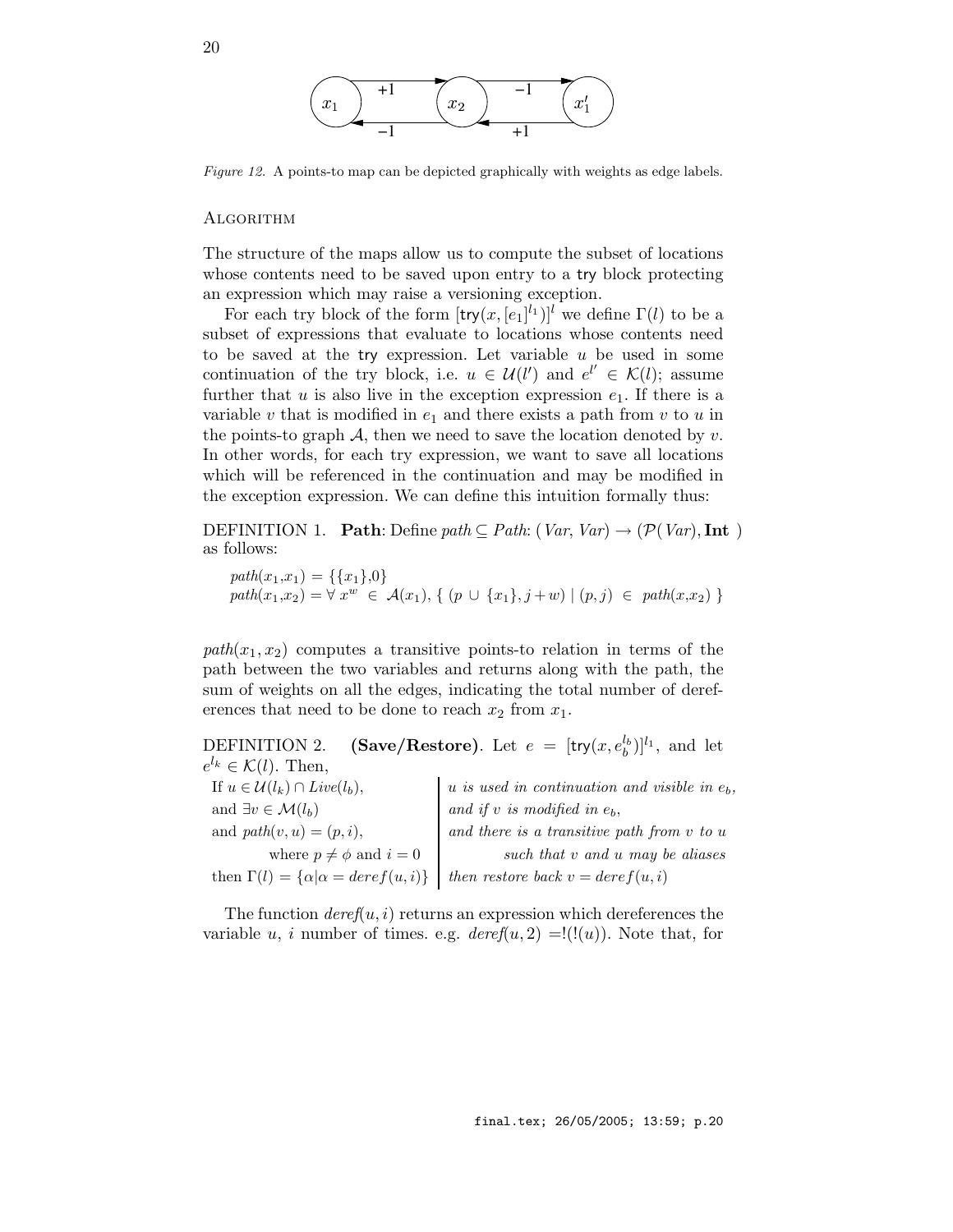*Figure 12.* A points-to map can be depicted graphically with weights as edge labels.

## Algorithm

The structure of the maps allow us to compute the subset of locations whose contents need to be saved upon entry to a try block protecting an expression which may raise a versioning exception.

For each try block of the form $[\mathsf{try}(x, [e_1]^{l_1})]^l$ we define $\Gamma(l)$ to be a subset of expressions that evaluate to locations whose contents need to be saved at the try expression. Let variable $u$ be used in some continuation of the try block, i.e. $u \in \mathcal{U}(l')$ and $e^{l'} \in \mathcal{K}(l)$; assume further that $u$ is also live in the exception expression $e_1$. If there is a variable $v$ that is modified in $e_1$ and there exists a path from $v$ to $u$ in the points-to graph $\mathcal{A}$, then we need to save the location denoted by $v$. In other words, for each try expression, we want to save all locations which will be referenced in the continuation and may be modified in the exception expression. We can define this intuition formally thus:

DEFINITION 1. **Path**: Define $path \subseteq Path$: $(Var, Var) \rightarrow (\mathcal{P}(Var), \mathbf{Int})$ as follows:

$$path(x_1,x_1) = \{\{x_1\},0\}$$
$$path(x_1,x_2) = \forall\, x^w \in \mathcal{A}(x_1),\ \{\ (p \cup \{x_1\}, j+w) \mid (p,j) \in path(x,x_2)\ \}$$

$path(x_1, x_2)$ computes a transitive points-to relation in terms of the path between the two variables and returns along with the path, the sum of weights on all the edges, indicating the total number of dereferences that need to be done to reach $x_2$ from $x_1$.

DEFINITION 2. **(Save/Restore)**. Let $e = [\mathsf{try}(x, e_b^{l_b})]^{l_1}$, and let $e^{l_k} \in \mathcal{K}(l)$. Then,

| | |
|---|---|
| If $u \in \mathcal{U}(l_k) \cap Live(l_b)$, | *u is used in continuation and visible in* $e_b$, |
| and $\exists v \in \mathcal{M}(l_b)$ | *and if v is modified in* $e_b$, |
| and $path(v, u) = (p, i)$, | *and there is a transitive path from v to u* |
| where $p \neq \phi$ and $i = 0$ | *such that v and u may be aliases* |
| then $\Gamma(l) = \{\alpha \mid \alpha = deref(u, i)\}$ | *then restore back* $v = deref(u, i)$ |

The function $deref(u, i)$ returns an expression which dereferences the variable $u$, $i$ number of times. e.g. $deref(u, 2) = !(!(u))$. Note that, for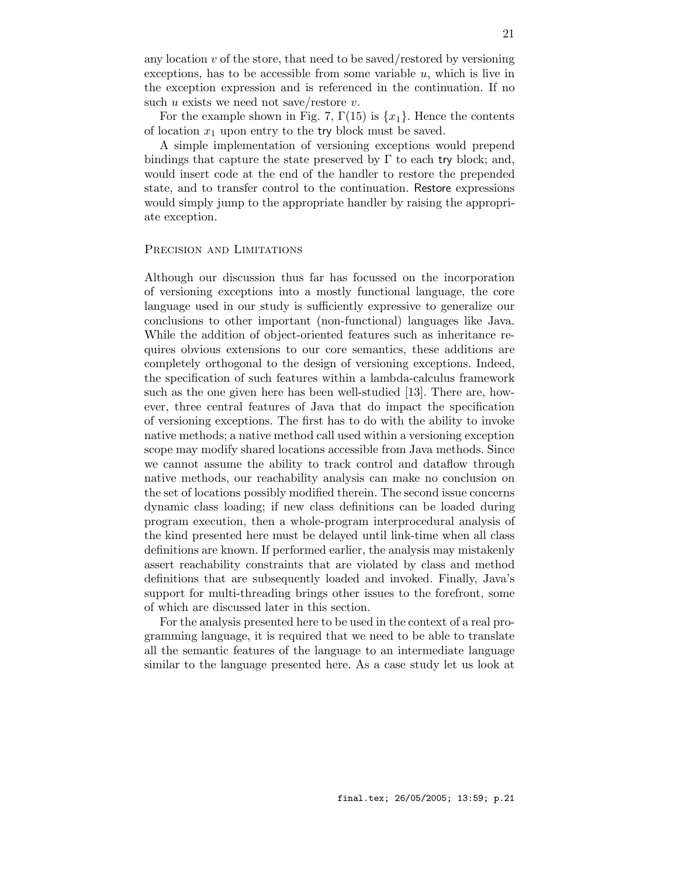any location $v$ of the store, that need to be saved/restored by versioning exceptions, has to be accessible from some variable $u$, which is live in the exception expression and is referenced in the continuation. If no such $u$ exists we need not save/restore $v$.

For the example shown in Fig. 7, $\Gamma(15)$ is $\{x_1\}$. Hence the contents of location $x_1$ upon entry to the try block must be saved.

A simple implementation of versioning exceptions would prepend bindings that capture the state preserved by $\Gamma$ to each try block; and, would insert code at the end of the handler to restore the prepended state, and to transfer control to the continuation. Restore expressions would simply jump to the appropriate handler by raising the appropriate exception.

### Precision and Limitations

Although our discussion thus far has focussed on the incorporation of versioning exceptions into a mostly functional language, the core language used in our study is sufficiently expressive to generalize our conclusions to other important (non-functional) languages like Java. While the addition of object-oriented features such as inheritance requires obvious extensions to our core semantics, these additions are completely orthogonal to the design of versioning exceptions. Indeed, the specification of such features within a lambda-calculus framework such as the one given here has been well-studied [13]. There are, however, three central features of Java that do impact the specification of versioning exceptions. The first has to do with the ability to invoke native methods; a native method call used within a versioning exception scope may modify shared locations accessible from Java methods. Since we cannot assume the ability to track control and dataflow through native methods, our reachability analysis can make no conclusion on the set of locations possibly modified therein. The second issue concerns dynamic class loading; if new class definitions can be loaded during program execution, then a whole-program interprocedural analysis of the kind presented here must be delayed until link-time when all class definitions are known. If performed earlier, the analysis may mistakenly assert reachability constraints that are violated by class and method definitions that are subsequently loaded and invoked. Finally, Java's support for multi-threading brings other issues to the forefront, some of which are discussed later in this section.

For the analysis presented here to be used in the context of a real programming language, it is required that we need to be able to translate all the semantic features of the language to an intermediate language similar to the language presented here. As a case study let us look at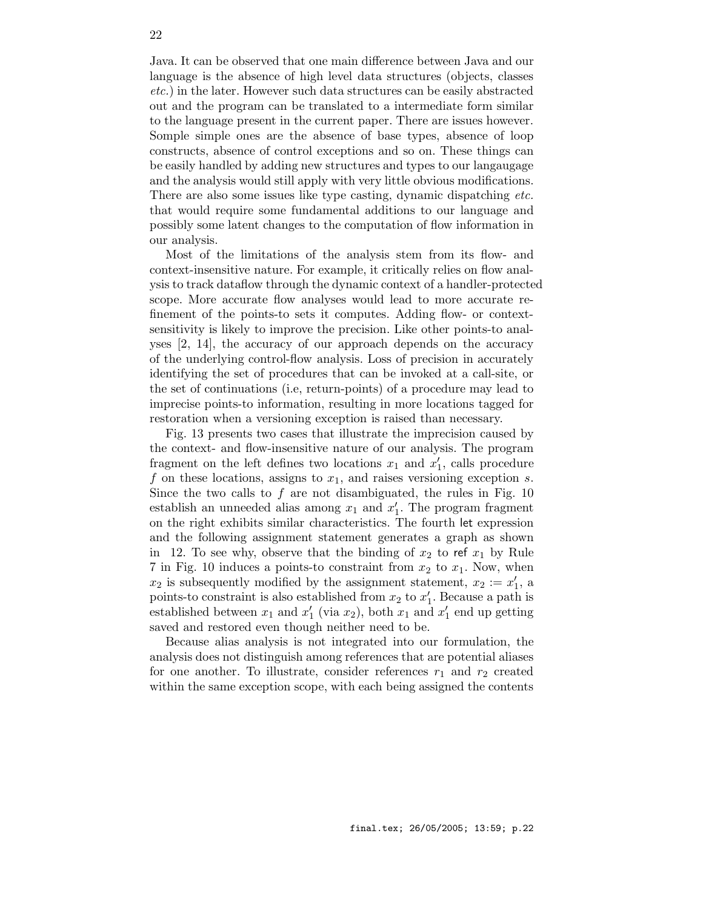Java. It can be observed that one main difference between Java and our language is the absence of high level data structures (objects, classes *etc.*) in the later. However such data structures can be easily abstracted out and the program can be translated to a intermediate form similar to the language present in the current paper. There are issues however. Somple simple ones are the absence of base types, absence of loop constructs, absence of control exceptions and so on. These things can be easily handled by adding new structures and types to our langaugage and the analysis would still apply with very little obvious modifications. There are also some issues like type casting, dynamic dispatching *etc.* that would require some fundamental additions to our language and possibly some latent changes to the computation of flow information in our analysis.

Most of the limitations of the analysis stem from its flow- and context-insensitive nature. For example, it critically relies on flow analysis to track dataflow through the dynamic context of a handler-protected scope. More accurate flow analyses would lead to more accurate refinement of the points-to sets it computes. Adding flow- or context-sensitivity is likely to improve the precision. Like other points-to analyses [2, 14], the accuracy of our approach depends on the accuracy of the underlying control-flow analysis. Loss of precision in accurately identifying the set of procedures that can be invoked at a call-site, or the set of continuations (i.e, return-points) of a procedure may lead to imprecise points-to information, resulting in more locations tagged for restoration when a versioning exception is raised than necessary.

Fig. 13 presents two cases that illustrate the imprecision caused by the context- and flow-insensitive nature of our analysis. The program fragment on the left defines two locations $x_1$ and $x'_1$, calls procedure $f$ on these locations, assigns to $x_1$, and raises versioning exception $s$. Since the two calls to $f$ are not disambiguated, the rules in Fig. 10 establish an unneeded alias among $x_1$ and $x'_1$. The program fragment on the right exhibits similar characteristics. The fourth let expression and the following assignment statement generates a graph as shown in 12. To see why, observe that the binding of $x_2$ to ref $x_1$ by Rule 7 in Fig. 10 induces a points-to constraint from $x_2$ to $x_1$. Now, when $x_2$ is subsequently modified by the assignment statement, $x_2 := x'_1$, a points-to constraint is also established from $x_2$ to $x'_1$. Because a path is established between $x_1$ and $x'_1$ (via $x_2$), both $x_1$ and $x'_1$ end up getting saved and restored even though neither need to be.

Because alias analysis is not integrated into our formulation, the analysis does not distinguish among references that are potential aliases for one another. To illustrate, consider references $r_1$ and $r_2$ created within the same exception scope, with each being assigned the contents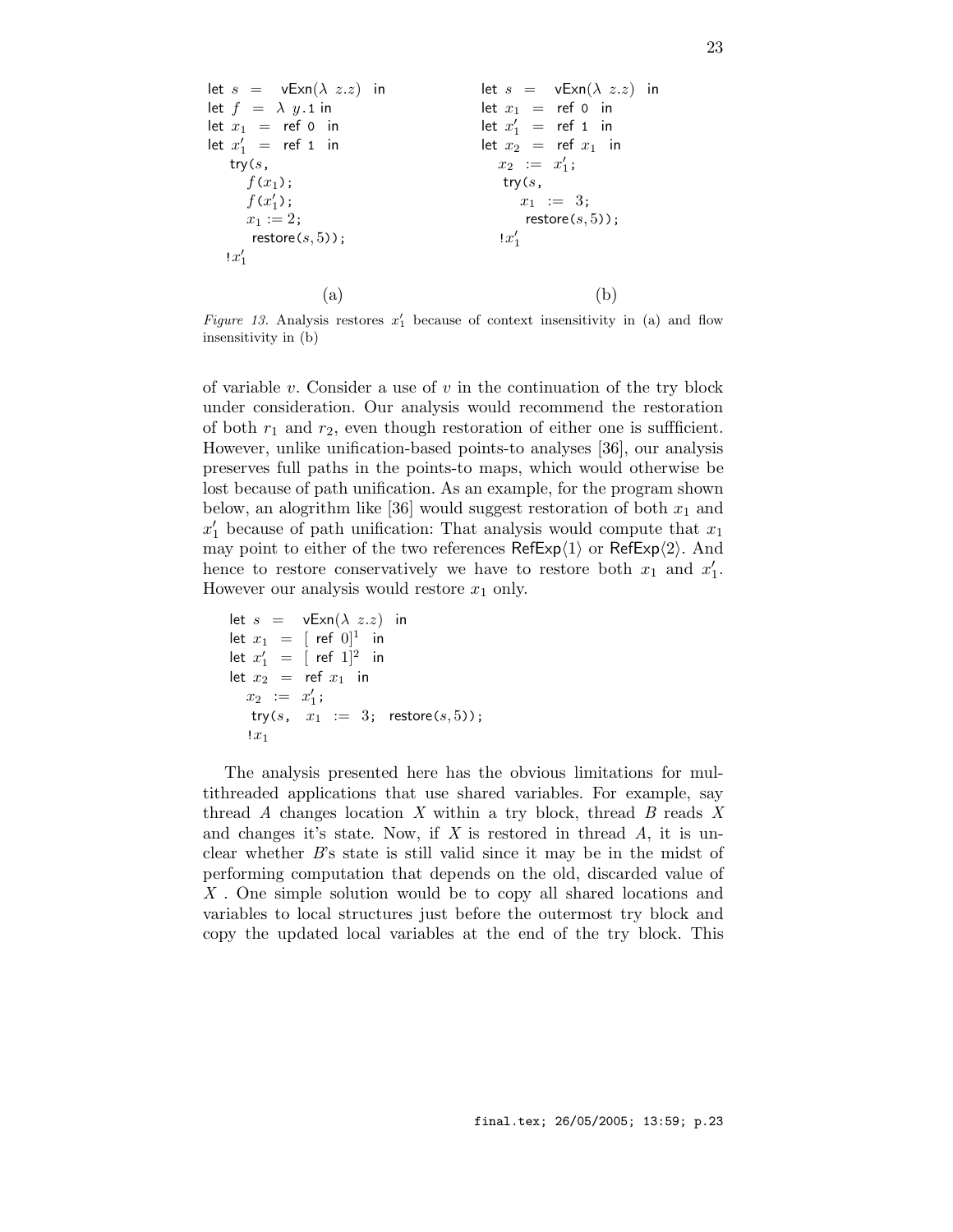```
let s  =  vExn(λ z.z)  in
let f  =  λ y.1 in
let x1  =  ref 0  in
let x1' =  ref 1  in
   try(s,
      f(x1);
      f(x1');
      x1 := 2;
       restore(s,5));
   !x1'
```

(a)

```
let s  =  vExn(λ z.z)  in
let x1  =  ref 0  in
let x1' =  ref 1  in
let x2  =  ref x1  in
   x2 := x1';
    try(s,
       x1 := 3;
        restore(s,5));
   !x1'
```

(b)

*Figure 13.* Analysis restores $x_1'$ because of context insensitivity in (a) and flow insensitivity in (b)

of variable $v$. Consider a use of $v$ in the continuation of the try block under consideration. Our analysis would recommend the restoration of both $r_1$ and $r_2$, even though restoration of either one is suffficient. However, unlike unification-based points-to analyses [36], our analysis preserves full paths in the points-to maps, which would otherwise be lost because of path unification. As an example, for the program shown below, an alogrithm like [36] would suggest restoration of both $x_1$ and $x_1'$ because of path unification: That analysis would compute that $x_1$ may point to either of the two references $\mathsf{RefExp}\langle 1\rangle$ or $\mathsf{RefExp}\langle 2\rangle$. And hence to restore conservatively we have to restore both $x_1$ and $x_1'$. However our analysis would restore $x_1$ only.

```
let s  =  vExn(λ z.z)  in
let x1  =  [ ref 0]^1  in
let x1' =  [ ref 1]^2  in
let x2  =  ref x1  in
   x2 := x1';
    try(s,  x1 := 3;  restore(s,5));
   !x1
```

The analysis presented here has the obvious limitations for multithreaded applications that use shared variables. For example, say thread $A$ changes location $X$ within a try block, thread $B$ reads $X$ and changes it's state. Now, if $X$ is restored in thread $A$, it is unclear whether $B$'s state is still valid since it may be in the midst of performing computation that depends on the old, discarded value of $X$ . One simple solution would be to copy all shared locations and variables to local structures just before the outermost try block and copy the updated local variables at the end of the try block. This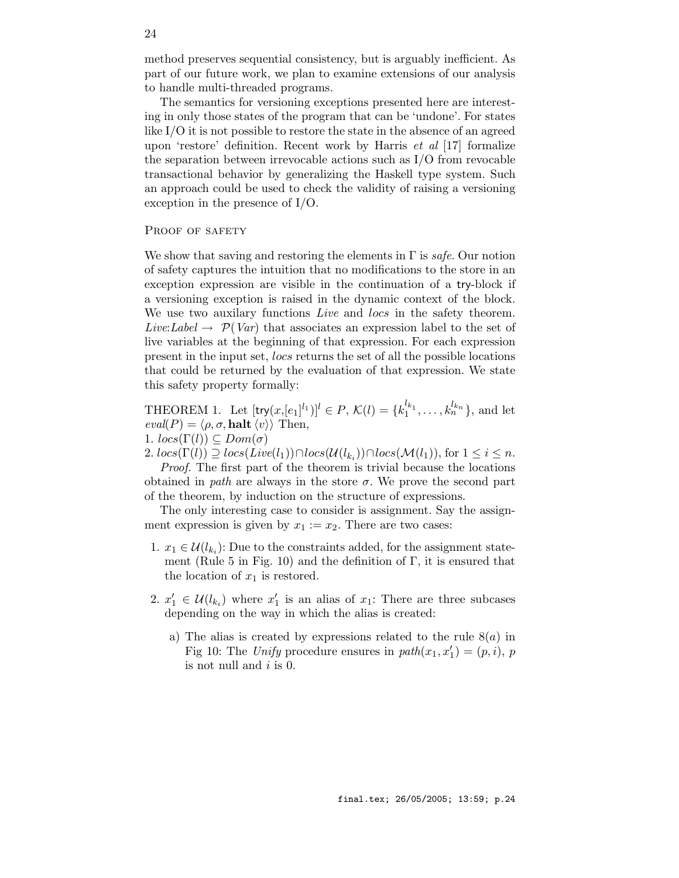method preserves sequential consistency, but is arguably inefficient. As part of our future work, we plan to examine extensions of our analysis to handle multi-threaded programs.

The semantics for versioning exceptions presented here are interesting in only those states of the program that can be 'undone'. For states like I/O it is not possible to restore the state in the absence of an agreed upon 'restore' definition. Recent work by Harris *et al* [17] formalize the separation between irrevocable actions such as I/O from revocable transactional behavior by generalizing the Haskell type system. Such an approach could be used to check the validity of raising a versioning exception in the presence of I/O.

## Proof of safety

We show that saving and restoring the elements in $\Gamma$ is *safe*. Our notion of safety captures the intuition that no modifications to the store in an exception expression are visible in the continuation of a try-block if a versioning exception is raised in the dynamic context of the block. We use two auxilary functions *Live* and *locs* in the safety theorem. $Live{:}Label \rightarrow \mathcal{P}(Var)$ that associates an expression label to the set of live variables at the beginning of that expression. For each expression present in the input set, *locs* returns the set of all the possible locations that could be returned by the evaluation of that expression. We state this safety property formally:

THEOREM 1. Let $[\mathsf{try}(x,[e_1]^{l_1})]^l \in P$, $\mathcal{K}(l) = \{k_1^{l_{k_1}}, \ldots, k_n^{l_{k_n}}\}$, and let $eval(P) = \langle \rho, \sigma, \mathbf{halt}\ \langle v \rangle \rangle$ Then,
1. $locs(\Gamma(l)) \subseteq Dom(\sigma)$
2. $locs(\Gamma(l)) \supseteq locs(Live(l_1)) \cap locs(\mathcal{U}(l_{k_i})) \cap locs(\mathcal{M}(l_1))$, for $1 \leq i \leq n$.

*Proof.* The first part of the theorem is trivial because the locations obtained in *path* are always in the store $\sigma$. We prove the second part of the theorem, by induction on the structure of expressions.

The only interesting case to consider is assignment. Say the assignment expression is given by $x_1 := x_2$. There are two cases:

1. $x_1 \in \mathcal{U}(l_{k_i})$: Due to the constraints added, for the assignment statement (Rule 5 in Fig. 10) and the definition of $\Gamma$, it is ensured that the location of $x_1$ is restored.

2. $x_1' \in \mathcal{U}(l_{k_i})$ where $x_1'$ is an alias of $x_1$: There are three subcases depending on the way in which the alias is created:

   a) The alias is created by expressions related to the rule $8(a)$ in Fig 10: The *Unify* procedure ensures in $path(x_1, x_1') = (p, i)$, $p$ is not null and $i$ is 0.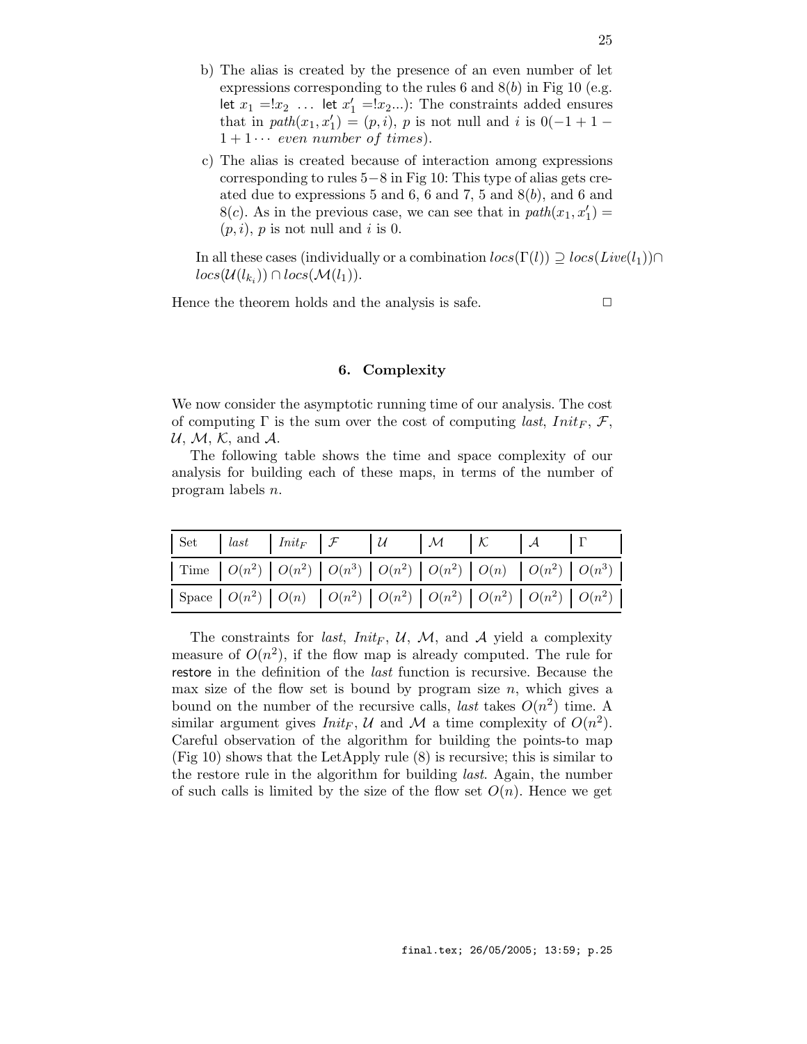b) The alias is created by the presence of an even number of let expressions corresponding to the rules 6 and 8($b$) in Fig 10 (e.g. let $x_1 = !x_2 \ \ldots$ let $x'_1 = !x_2 ...$): The constraints added ensures that in $path(x_1, x'_1) = (p, i)$, $p$ is not null and $i$ is $0(-1+1-1+1 \cdots \textit{ even number of times})$.

c) The alias is created because of interaction among expressions corresponding to rules 5−8 in Fig 10: This type of alias gets created due to expressions 5 and 6, 6 and 7, 5 and 8($b$), and 6 and 8($c$). As in the previous case, we can see that in $path(x_1, x'_1) = (p, i)$, $p$ is not null and $i$ is 0.

In all these cases (individually or a combination $locs(\Gamma(l)) \supseteq locs(Live(l_1)) \cap locs(\mathcal{U}(l_{k_i})) \cap locs(\mathcal{M}(l_1))$.

Hence the theorem holds and the analysis is safe. □

## 6. Complexity

We now consider the asymptotic running time of our analysis. The cost of computing $\Gamma$ is the sum over the cost of computing $last$, $Init_F$, $\mathcal{F}$, $\mathcal{U}$, $\mathcal{M}$, $\mathcal{K}$, and $\mathcal{A}$.

The following table shows the time and space complexity of our analysis for building each of these maps, in terms of the number of program labels $n$.

| Set | $last$ | $Init_F$ | $\mathcal{F}$ | $\mathcal{U}$ | $\mathcal{M}$ | $\mathcal{K}$ | $\mathcal{A}$ | $\Gamma$ |
|---|---|---|---|---|---|---|---|---|
| Time | $O(n^2)$ | $O(n^2)$ | $O(n^3)$ | $O(n^2)$ | $O(n^2)$ | $O(n)$ | $O(n^2)$ | $O(n^3)$ |
| Space | $O(n^2)$ | $O(n)$ | $O(n^2)$ | $O(n^2)$ | $O(n^2)$ | $O(n^2)$ | $O(n^2)$ | $O(n^2)$ |

The constraints for $last$, $Init_F$, $\mathcal{U}$, $\mathcal{M}$, and $\mathcal{A}$ yield a complexity measure of $O(n^2)$, if the flow map is already computed. The rule for restore in the definition of the $last$ function is recursive. Because the max size of the flow set is bound by program size $n$, which gives a bound on the number of the recursive calls, $last$ takes $O(n^2)$ time. A similar argument gives $Init_F$, $\mathcal{U}$ and $\mathcal{M}$ a time complexity of $O(n^2)$. Careful observation of the algorithm for building the points-to map (Fig 10) shows that the LetApply rule (8) is recursive; this is similar to the restore rule in the algorithm for building $last$. Again, the number of such calls is limited by the size of the flow set $O(n)$. Hence we get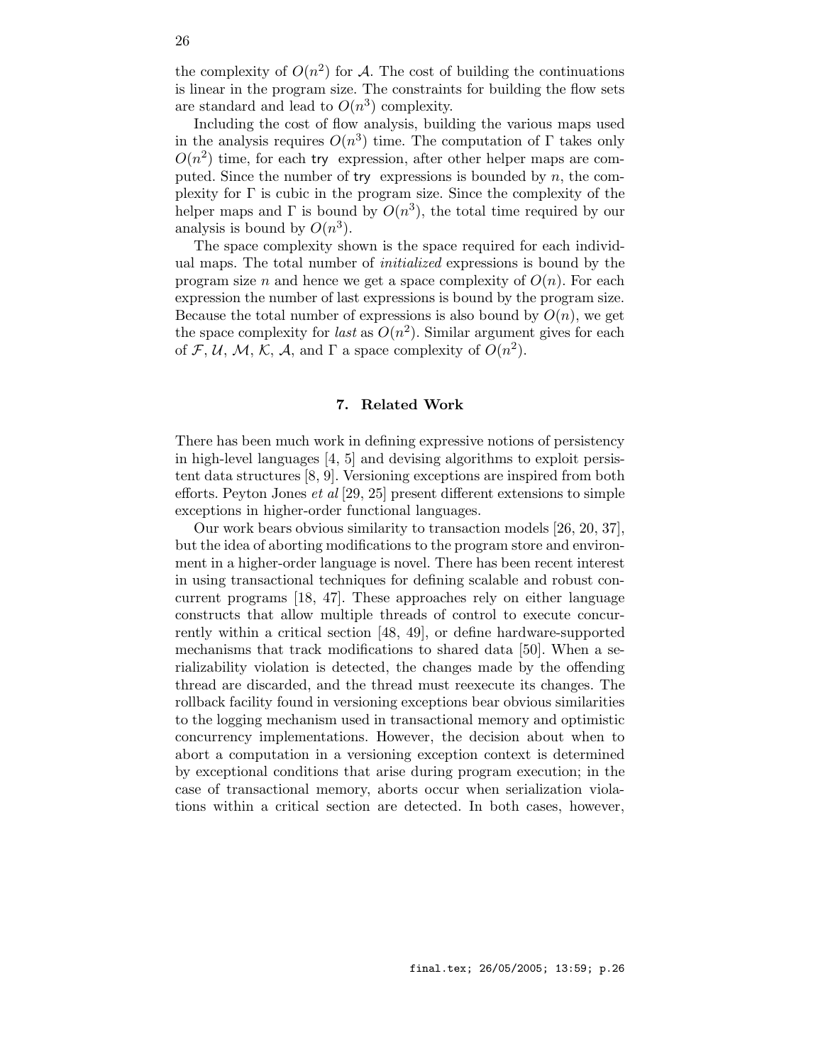the complexity of $O(n^2)$ for $\mathcal{A}$. The cost of building the continuations is linear in the program size. The constraints for building the flow sets are standard and lead to $O(n^3)$ complexity.

Including the cost of flow analysis, building the various maps used in the analysis requires $O(n^3)$ time. The computation of $\Gamma$ takes only $O(n^2)$ time, for each try expression, after other helper maps are computed. Since the number of try expressions is bounded by $n$, the complexity for $\Gamma$ is cubic in the program size. Since the complexity of the helper maps and $\Gamma$ is bound by $O(n^3)$, the total time required by our analysis is bound by $O(n^3)$.

The space complexity shown is the space required for each individual maps. The total number of *initialized* expressions is bound by the program size $n$ and hence we get a space complexity of $O(n)$. For each expression the number of last expressions is bound by the program size. Because the total number of expressions is also bound by $O(n)$, we get the space complexity for *last* as $O(n^2)$. Similar argument gives for each of $\mathcal{F}$, $\mathcal{U}$, $\mathcal{M}$, $\mathcal{K}$, $\mathcal{A}$, and $\Gamma$ a space complexity of $O(n^2)$.

## 7. Related Work

There has been much work in defining expressive notions of persistency in high-level languages [4, 5] and devising algorithms to exploit persistent data structures [8, 9]. Versioning exceptions are inspired from both efforts. Peyton Jones *et al* [29, 25] present different extensions to simple exceptions in higher-order functional languages.

Our work bears obvious similarity to transaction models [26, 20, 37], but the idea of aborting modifications to the program store and environment in a higher-order language is novel. There has been recent interest in using transactional techniques for defining scalable and robust concurrent programs [18, 47]. These approaches rely on either language constructs that allow multiple threads of control to execute concurrently within a critical section [48, 49], or define hardware-supported mechanisms that track modifications to shared data [50]. When a serializability violation is detected, the changes made by the offending thread are discarded, and the thread must reexecute its changes. The rollback facility found in versioning exceptions bear obvious similarities to the logging mechanism used in transactional memory and optimistic concurrency implementations. However, the decision about when to abort a computation in a versioning exception context is determined by exceptional conditions that arise during program execution; in the case of transactional memory, aborts occur when serialization violations within a critical section are detected. In both cases, however,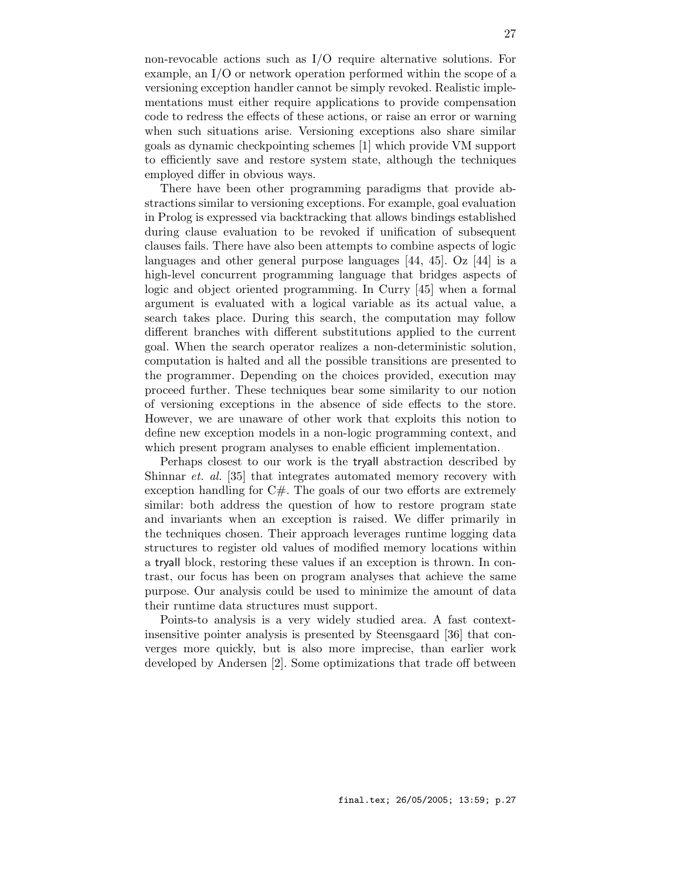non-revocable actions such as I/O require alternative solutions. For example, an I/O or network operation performed within the scope of a versioning exception handler cannot be simply revoked. Realistic implementations must either require applications to provide compensation code to redress the effects of these actions, or raise an error or warning when such situations arise. Versioning exceptions also share similar goals as dynamic checkpointing schemes [1] which provide VM support to efficiently save and restore system state, although the techniques employed differ in obvious ways.

There have been other programming paradigms that provide abstractions similar to versioning exceptions. For example, goal evaluation in Prolog is expressed via backtracking that allows bindings established during clause evaluation to be revoked if unification of subsequent clauses fails. There have also been attempts to combine aspects of logic languages and other general purpose languages [44, 45]. Oz [44] is a high-level concurrent programming language that bridges aspects of logic and object oriented programming. In Curry [45] when a formal argument is evaluated with a logical variable as its actual value, a search takes place. During this search, the computation may follow different branches with different substitutions applied to the current goal. When the search operator realizes a non-deterministic solution, computation is halted and all the possible transitions are presented to the programmer. Depending on the choices provided, execution may proceed further. These techniques bear some similarity to our notion of versioning exceptions in the absence of side effects to the store. However, we are unaware of other work that exploits this notion to define new exception models in a non-logic programming context, and which present program analyses to enable efficient implementation.

Perhaps closest to our work is the tryall abstraction described by Shinnar *et. al.* [35] that integrates automated memory recovery with exception handling for C#. The goals of our two efforts are extremely similar: both address the question of how to restore program state and invariants when an exception is raised. We differ primarily in the techniques chosen. Their approach leverages runtime logging data structures to register old values of modified memory locations within a tryall block, restoring these values if an exception is thrown. In contrast, our focus has been on program analyses that achieve the same purpose. Our analysis could be used to minimize the amount of data their runtime data structures must support.

Points-to analysis is a very widely studied area. A fast context-insensitive pointer analysis is presented by Steensgaard [36] that converges more quickly, but is also more imprecise, than earlier work developed by Andersen [2]. Some optimizations that trade off between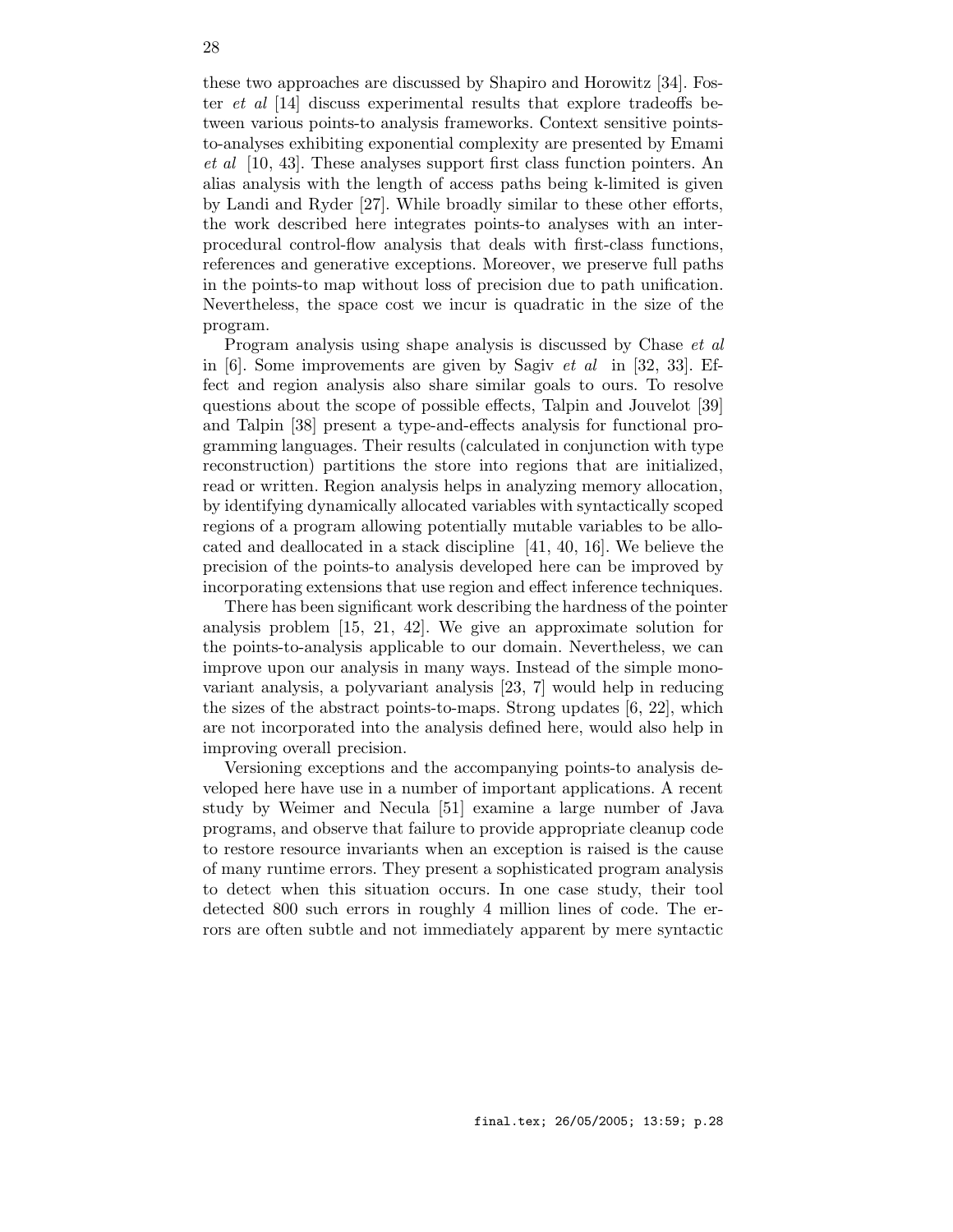these two approaches are discussed by Shapiro and Horowitz [34]. Foster *et al* [14] discuss experimental results that explore tradeoffs between various points-to analysis frameworks. Context sensitive points-to-analyses exhibiting exponential complexity are presented by Emami *et al* [10, 43]. These analyses support first class function pointers. An alias analysis with the length of access paths being k-limited is given by Landi and Ryder [27]. While broadly similar to these other efforts, the work described here integrates points-to analyses with an interprocedural control-flow analysis that deals with first-class functions, references and generative exceptions. Moreover, we preserve full paths in the points-to map without loss of precision due to path unification. Nevertheless, the space cost we incur is quadratic in the size of the program.

Program analysis using shape analysis is discussed by Chase *et al* in [6]. Some improvements are given by Sagiv *et al* in [32, 33]. Effect and region analysis also share similar goals to ours. To resolve questions about the scope of possible effects, Talpin and Jouvelot [39] and Talpin [38] present a type-and-effects analysis for functional programming languages. Their results (calculated in conjunction with type reconstruction) partitions the store into regions that are initialized, read or written. Region analysis helps in analyzing memory allocation, by identifying dynamically allocated variables with syntactically scoped regions of a program allowing potentially mutable variables to be allocated and deallocated in a stack discipline [41, 40, 16]. We believe the precision of the points-to analysis developed here can be improved by incorporating extensions that use region and effect inference techniques.

There has been significant work describing the hardness of the pointer analysis problem [15, 21, 42]. We give an approximate solution for the points-to-analysis applicable to our domain. Nevertheless, we can improve upon our analysis in many ways. Instead of the simple monovariant analysis, a polyvariant analysis [23, 7] would help in reducing the sizes of the abstract points-to-maps. Strong updates [6, 22], which are not incorporated into the analysis defined here, would also help in improving overall precision.

Versioning exceptions and the accompanying points-to analysis developed here have use in a number of important applications. A recent study by Weimer and Necula [51] examine a large number of Java programs, and observe that failure to provide appropriate cleanup code to restore resource invariants when an exception is raised is the cause of many runtime errors. They present a sophisticated program analysis to detect when this situation occurs. In one case study, their tool detected 800 such errors in roughly 4 million lines of code. The errors are often subtle and not immediately apparent by mere syntactic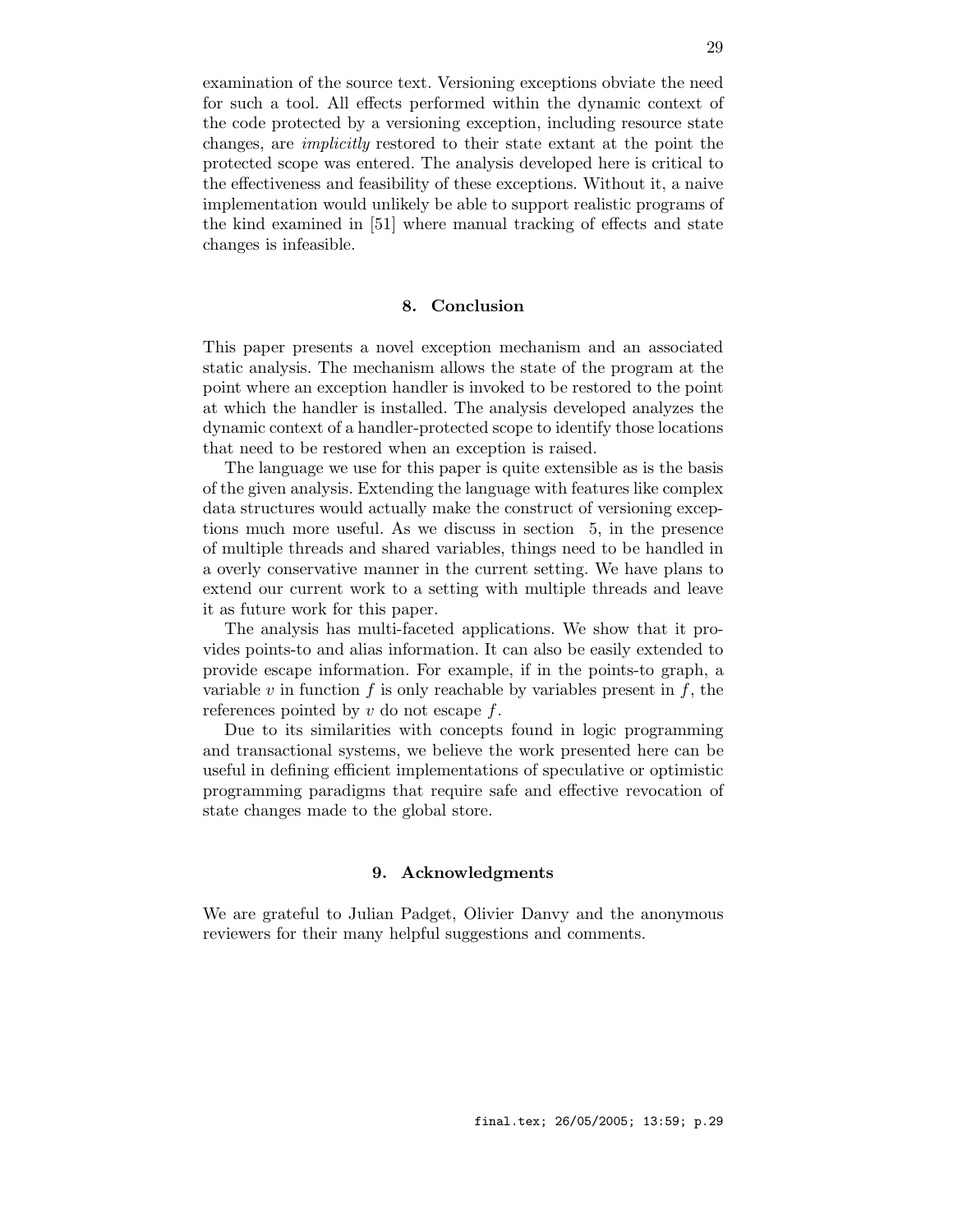examination of the source text. Versioning exceptions obviate the need for such a tool. All effects performed within the dynamic context of the code protected by a versioning exception, including resource state changes, are *implicitly* restored to their state extant at the point the protected scope was entered. The analysis developed here is critical to the effectiveness and feasibility of these exceptions. Without it, a naive implementation would unlikely be able to support realistic programs of the kind examined in [51] where manual tracking of effects and state changes is infeasible.

## 8. Conclusion

This paper presents a novel exception mechanism and an associated static analysis. The mechanism allows the state of the program at the point where an exception handler is invoked to be restored to the point at which the handler is installed. The analysis developed analyzes the dynamic context of a handler-protected scope to identify those locations that need to be restored when an exception is raised.

The language we use for this paper is quite extensible as is the basis of the given analysis. Extending the language with features like complex data structures would actually make the construct of versioning exceptions much more useful. As we discuss in section 5, in the presence of multiple threads and shared variables, things need to be handled in a overly conservative manner in the current setting. We have plans to extend our current work to a setting with multiple threads and leave it as future work for this paper.

The analysis has multi-faceted applications. We show that it provides points-to and alias information. It can also be easily extended to provide escape information. For example, if in the points-to graph, a variable $v$ in function $f$ is only reachable by variables present in $f$, the references pointed by $v$ do not escape $f$.

Due to its similarities with concepts found in logic programming and transactional systems, we believe the work presented here can be useful in defining efficient implementations of speculative or optimistic programming paradigms that require safe and effective revocation of state changes made to the global store.

## 9. Acknowledgments

We are grateful to Julian Padget, Olivier Danvy and the anonymous reviewers for their many helpful suggestions and comments.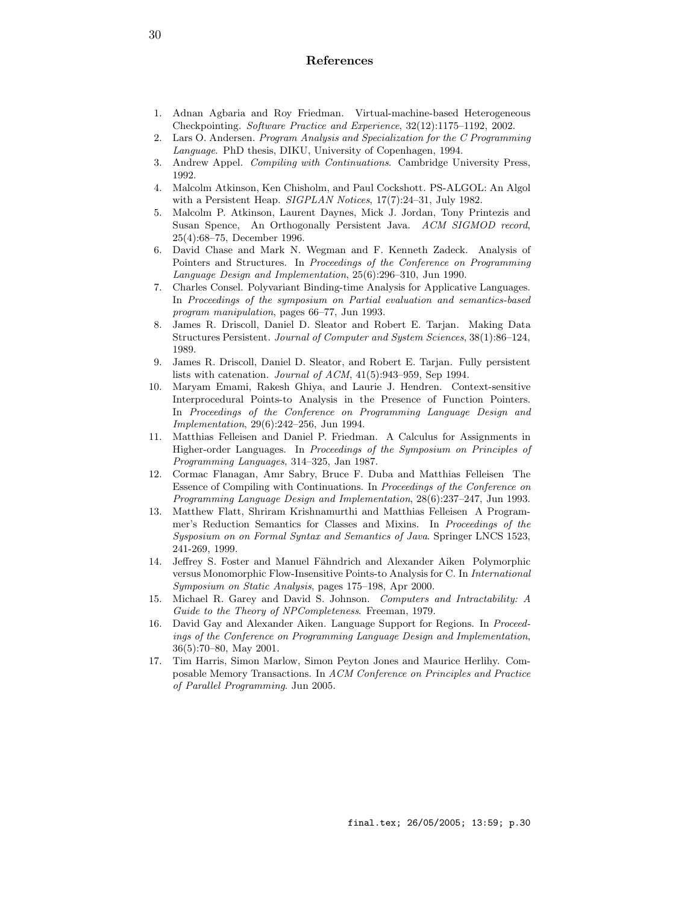## References

1. Adnan Agbaria and Roy Friedman. Virtual-machine-based Heterogeneous Checkpointing. *Software Practice and Experience*, 32(12):1175–1192, 2002.
2. Lars O. Andersen. *Program Analysis and Specialization for the C Programming Language*. PhD thesis, DIKU, University of Copenhagen, 1994.
3. Andrew Appel. *Compiling with Continuations*. Cambridge University Press, 1992.
4. Malcolm Atkinson, Ken Chisholm, and Paul Cockshott. PS-ALGOL: An Algol with a Persistent Heap. *SIGPLAN Notices*, 17(7):24–31, July 1982.
5. Malcolm P. Atkinson, Laurent Daynes, Mick J. Jordan, Tony Printezis and Susan Spence, An Orthogonally Persistent Java. *ACM SIGMOD record*, 25(4):68–75, December 1996.
6. David Chase and Mark N. Wegman and F. Kenneth Zadeck. Analysis of Pointers and Structures. In *Proceedings of the Conference on Programming Language Design and Implementation*, 25(6):296–310, Jun 1990.
7. Charles Consel. Polyvariant Binding-time Analysis for Applicative Languages. In *Proceedings of the symposium on Partial evaluation and semantics-based program manipulation*, pages 66–77, Jun 1993.
8. James R. Driscoll, Daniel D. Sleator and Robert E. Tarjan. Making Data Structures Persistent. *Journal of Computer and System Sciences*, 38(1):86–124, 1989.
9. James R. Driscoll, Daniel D. Sleator, and Robert E. Tarjan. Fully persistent lists with catenation. *Journal of ACM*, 41(5):943–959, Sep 1994.
10. Maryam Emami, Rakesh Ghiya, and Laurie J. Hendren. Context-sensitive Interprocedural Points-to Analysis in the Presence of Function Pointers. In *Proceedings of the Conference on Programming Language Design and Implementation*, 29(6):242–256, Jun 1994.
11. Matthias Felleisen and Daniel P. Friedman. A Calculus for Assignments in Higher-order Languages. In *Proceedings of the Symposium on Principles of Programming Languages*, 314–325, Jan 1987.
12. Cormac Flanagan, Amr Sabry, Bruce F. Duba and Matthias Felleisen The Essence of Compiling with Continuations. In *Proceedings of the Conference on Programming Language Design and Implementation*, 28(6):237–247, Jun 1993.
13. Matthew Flatt, Shriram Krishnamurthi and Matthias Felleisen A Programmer's Reduction Semantics for Classes and Mixins. In *Proceedings of the Sysposium on on Formal Syntax and Semantics of Java*. Springer LNCS 1523, 241-269, 1999.
14. Jeffrey S. Foster and Manuel Fähndrich and Alexander Aiken Polymorphic versus Monomorphic Flow-Insensitive Points-to Analysis for C. In *International Symposium on Static Analysis*, pages 175–198, Apr 2000.
15. Michael R. Garey and David S. Johnson. *Computers and Intractability: A Guide to the Theory of NPCompleteness*. Freeman, 1979.
16. David Gay and Alexander Aiken. Language Support for Regions. In *Proceedings of the Conference on Programming Language Design and Implementation*, 36(5):70–80, May 2001.
17. Tim Harris, Simon Marlow, Simon Peyton Jones and Maurice Herlihy. Composable Memory Transactions. In *ACM Conference on Principles and Practice of Parallel Programming*. Jun 2005.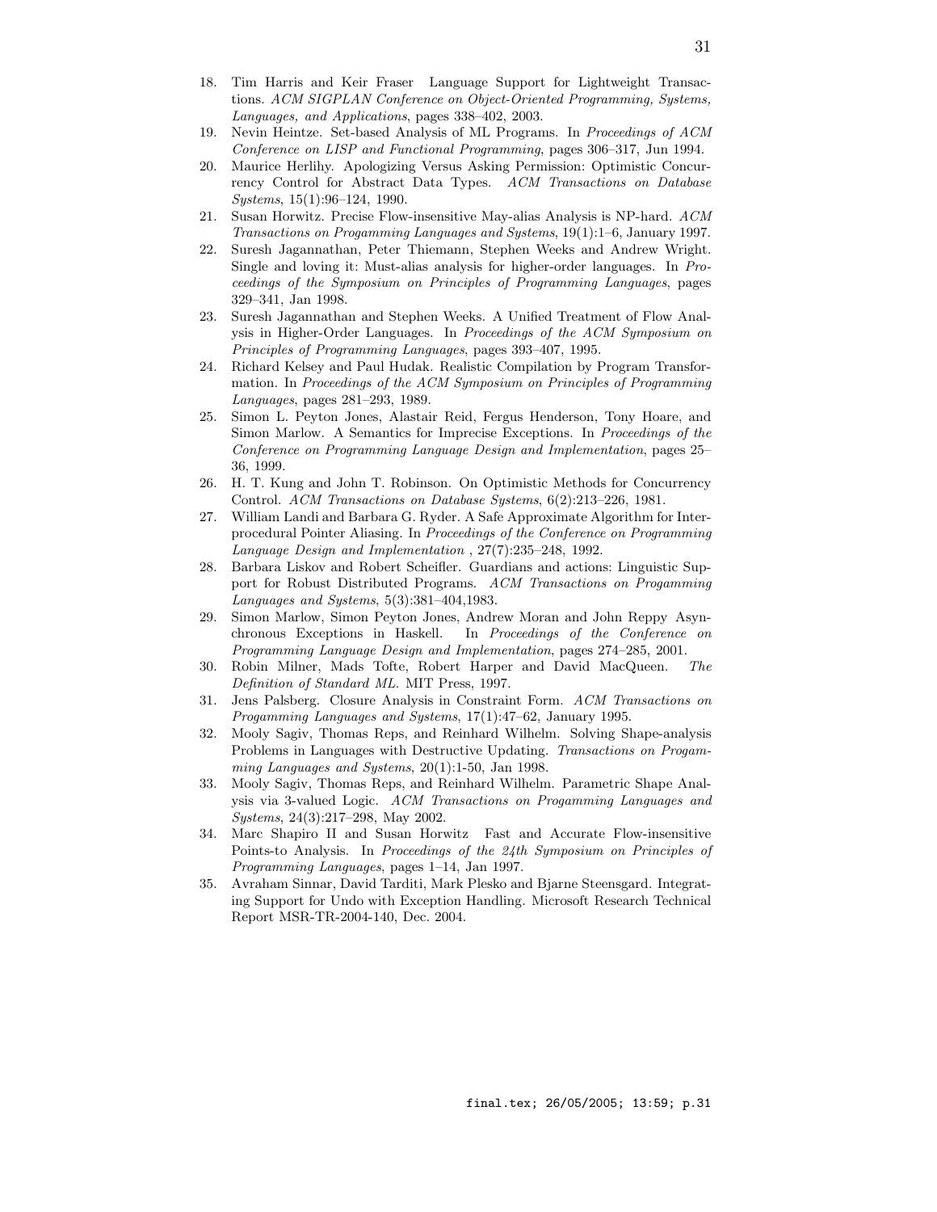18. Tim Harris and Keir Fraser Language Support for Lightweight Transactions. *ACM SIGPLAN Conference on Object-Oriented Programming, Systems, Languages, and Applications*, pages 338–402, 2003.
19. Nevin Heintze. Set-based Analysis of ML Programs. In *Proceedings of ACM Conference on LISP and Functional Programming*, pages 306–317, Jun 1994.
20. Maurice Herlihy. Apologizing Versus Asking Permission: Optimistic Concurrency Control for Abstract Data Types. *ACM Transactions on Database Systems*, 15(1):96–124, 1990.
21. Susan Horwitz. Precise Flow-insensitive May-alias Analysis is NP-hard. *ACM Transactions on Progamming Languages and Systems*, 19(1):1–6, January 1997.
22. Suresh Jagannathan, Peter Thiemann, Stephen Weeks and Andrew Wright. Single and loving it: Must-alias analysis for higher-order languages. In *Proceedings of the Symposium on Principles of Programming Languages*, pages 329–341, Jan 1998.
23. Suresh Jagannathan and Stephen Weeks. A Unified Treatment of Flow Analysis in Higher-Order Languages. In *Proceedings of the ACM Symposium on Principles of Programming Languages*, pages 393–407, 1995.
24. Richard Kelsey and Paul Hudak. Realistic Compilation by Program Transformation. In *Proceedings of the ACM Symposium on Principles of Programming Languages*, pages 281–293, 1989.
25. Simon L. Peyton Jones, Alastair Reid, Fergus Henderson, Tony Hoare, and Simon Marlow. A Semantics for Imprecise Exceptions. In *Proceedings of the Conference on Programming Language Design and Implementation*, pages 25–36, 1999.
26. H. T. Kung and John T. Robinson. On Optimistic Methods for Concurrency Control. *ACM Transactions on Database Systems*, 6(2):213–226, 1981.
27. William Landi and Barbara G. Ryder. A Safe Approximate Algorithm for Interprocedural Pointer Aliasing. In *Proceedings of the Conference on Programming Language Design and Implementation* , 27(7):235–248, 1992.
28. Barbara Liskov and Robert Scheifler. Guardians and actions: Linguistic Support for Robust Distributed Programs. *ACM Transactions on Progamming Languages and Systems*, 5(3):381–404,1983.
29. Simon Marlow, Simon Peyton Jones, Andrew Moran and John Reppy Asynchronous Exceptions in Haskell. In *Proceedings of the Conference on Programming Language Design and Implementation*, pages 274–285, 2001.
30. Robin Milner, Mads Tofte, Robert Harper and David MacQueen. *The Definition of Standard ML*. MIT Press, 1997.
31. Jens Palsberg. Closure Analysis in Constraint Form. *ACM Transactions on Progamming Languages and Systems*, 17(1):47–62, January 1995.
32. Mooly Sagiv, Thomas Reps, and Reinhard Wilhelm. Solving Shape-analysis Problems in Languages with Destructive Updating. *Transactions on Progamming Languages and Systems*, 20(1):1-50, Jan 1998.
33. Mooly Sagiv, Thomas Reps, and Reinhard Wilhelm. Parametric Shape Analysis via 3-valued Logic. *ACM Transactions on Progamming Languages and Systems*, 24(3):217–298, May 2002.
34. Marc Shapiro II and Susan Horwitz Fast and Accurate Flow-insensitive Points-to Analysis. In *Proceedings of the 24th Symposium on Principles of Programming Languages*, pages 1–14, Jan 1997.
35. Avraham Sinnar, David Tarditi, Mark Plesko and Bjarne Steensgard. Integrating Support for Undo with Exception Handling. Microsoft Research Technical Report MSR-TR-2004-140, Dec. 2004.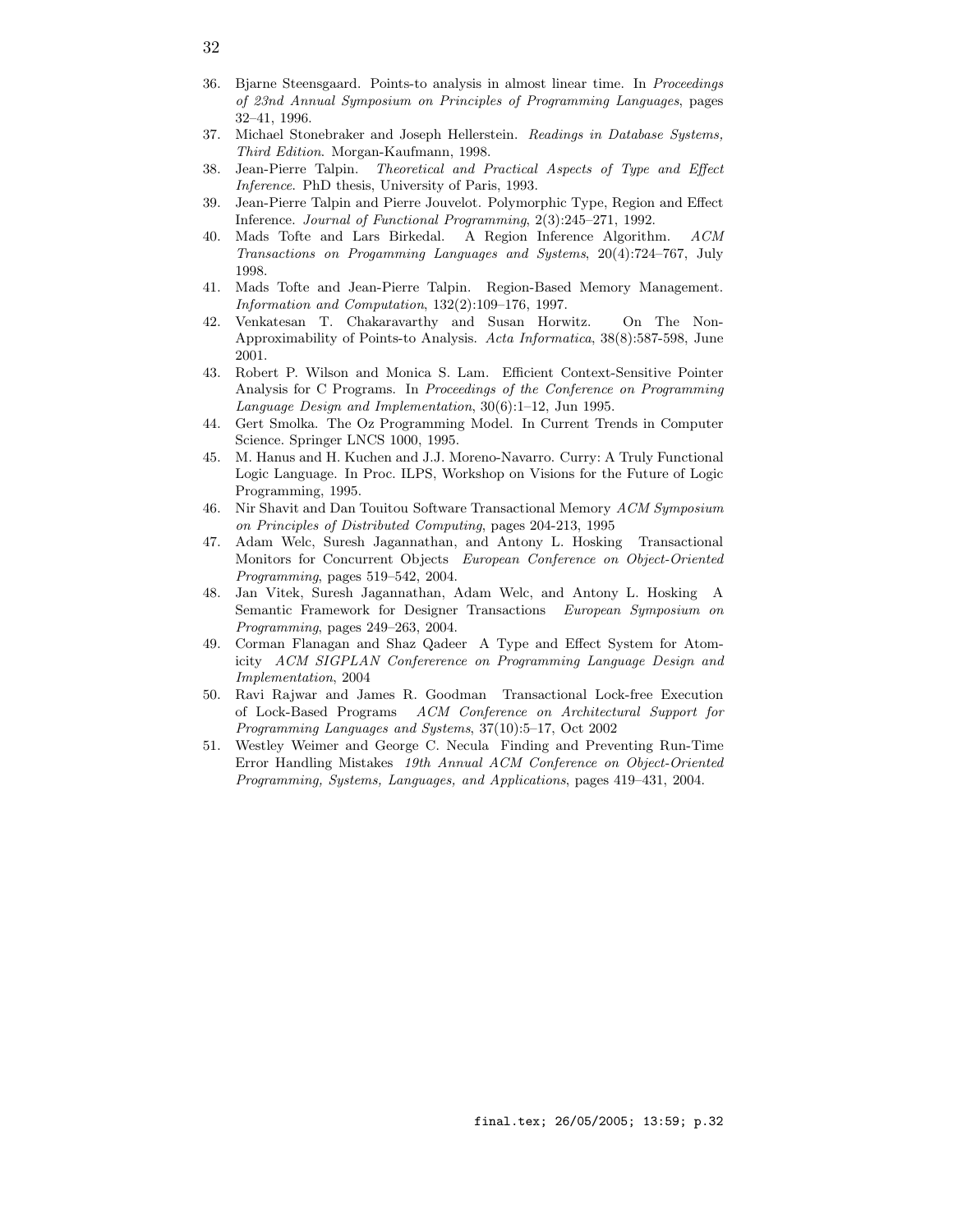36. Bjarne Steensgaard. Points-to analysis in almost linear time. In *Proceedings of 23nd Annual Symposium on Principles of Programming Languages*, pages 32–41, 1996.
37. Michael Stonebraker and Joseph Hellerstein. *Readings in Database Systems, Third Edition*. Morgan-Kaufmann, 1998.
38. Jean-Pierre Talpin. *Theoretical and Practical Aspects of Type and Effect Inference*. PhD thesis, University of Paris, 1993.
39. Jean-Pierre Talpin and Pierre Jouvelot. Polymorphic Type, Region and Effect Inference. *Journal of Functional Programming*, 2(3):245–271, 1992.
40. Mads Tofte and Lars Birkedal. A Region Inference Algorithm. *ACM Transactions on Progamming Languages and Systems*, 20(4):724–767, July 1998.
41. Mads Tofte and Jean-Pierre Talpin. Region-Based Memory Management. *Information and Computation*, 132(2):109–176, 1997.
42. Venkatesan T. Chakaravarthy and Susan Horwitz. On The Non-Approximability of Points-to Analysis. *Acta Informatica*, 38(8):587-598, June 2001.
43. Robert P. Wilson and Monica S. Lam. Efficient Context-Sensitive Pointer Analysis for C Programs. In *Proceedings of the Conference on Programming Language Design and Implementation*, 30(6):1–12, Jun 1995.
44. Gert Smolka. The Oz Programming Model. In Current Trends in Computer Science. Springer LNCS 1000, 1995.
45. M. Hanus and H. Kuchen and J.J. Moreno-Navarro. Curry: A Truly Functional Logic Language. In Proc. ILPS, Workshop on Visions for the Future of Logic Programming, 1995.
46. Nir Shavit and Dan Touitou Software Transactional Memory *ACM Symposium on Principles of Distributed Computing*, pages 204-213, 1995
47. Adam Welc, Suresh Jagannathan, and Antony L. Hosking Transactional Monitors for Concurrent Objects *European Conference on Object-Oriented Programming*, pages 519–542, 2004.
48. Jan Vitek, Suresh Jagannathan, Adam Welc, and Antony L. Hosking A Semantic Framework for Designer Transactions *European Symposium on Programming*, pages 249–263, 2004.
49. Corman Flanagan and Shaz Qadeer A Type and Effect System for Atomicity *ACM SIGPLAN Confererence on Programming Language Design and Implementation*, 2004
50. Ravi Rajwar and James R. Goodman Transactional Lock-free Execution of Lock-Based Programs *ACM Conference on Architectural Support for Programming Languages and Systems*, 37(10):5–17, Oct 2002
51. Westley Weimer and George C. Necula Finding and Preventing Run-Time Error Handling Mistakes *19th Annual ACM Conference on Object-Oriented Programming, Systems, Languages, and Applications*, pages 419–431, 2004.